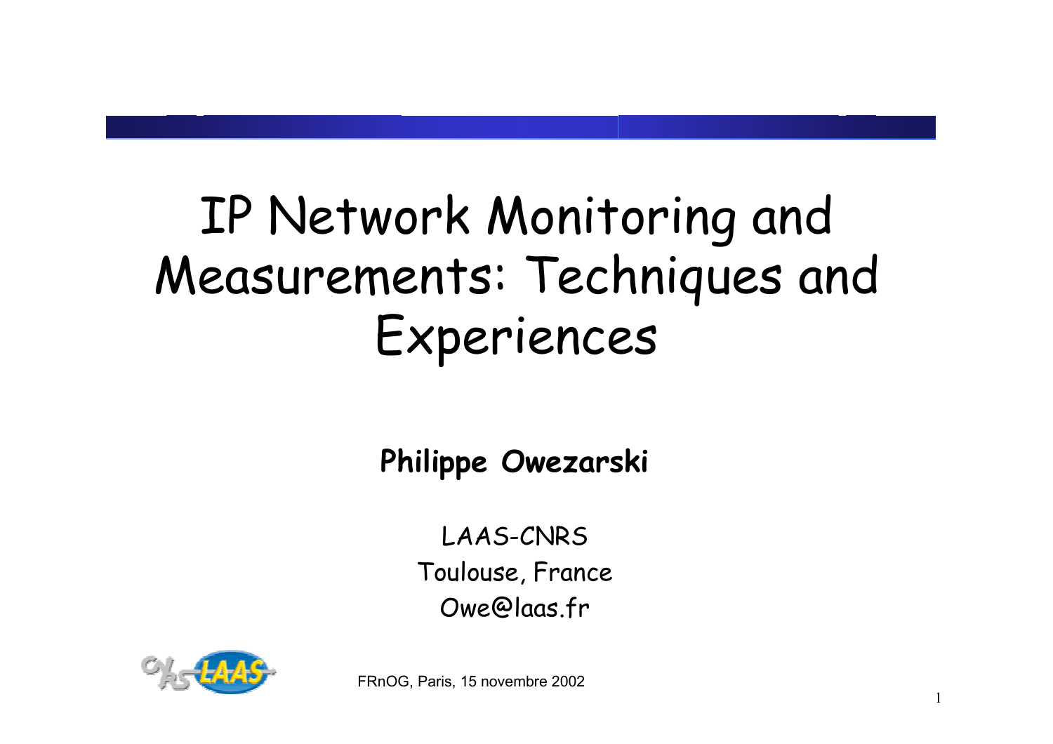# IP Network Monitoring and Measurements: Techniques and Experiences

**Philippe Owezarski**

LAAS-CNRS
Toulouse, France
Owe@laas.fr

FRnOG, Paris, 15 novembre 2002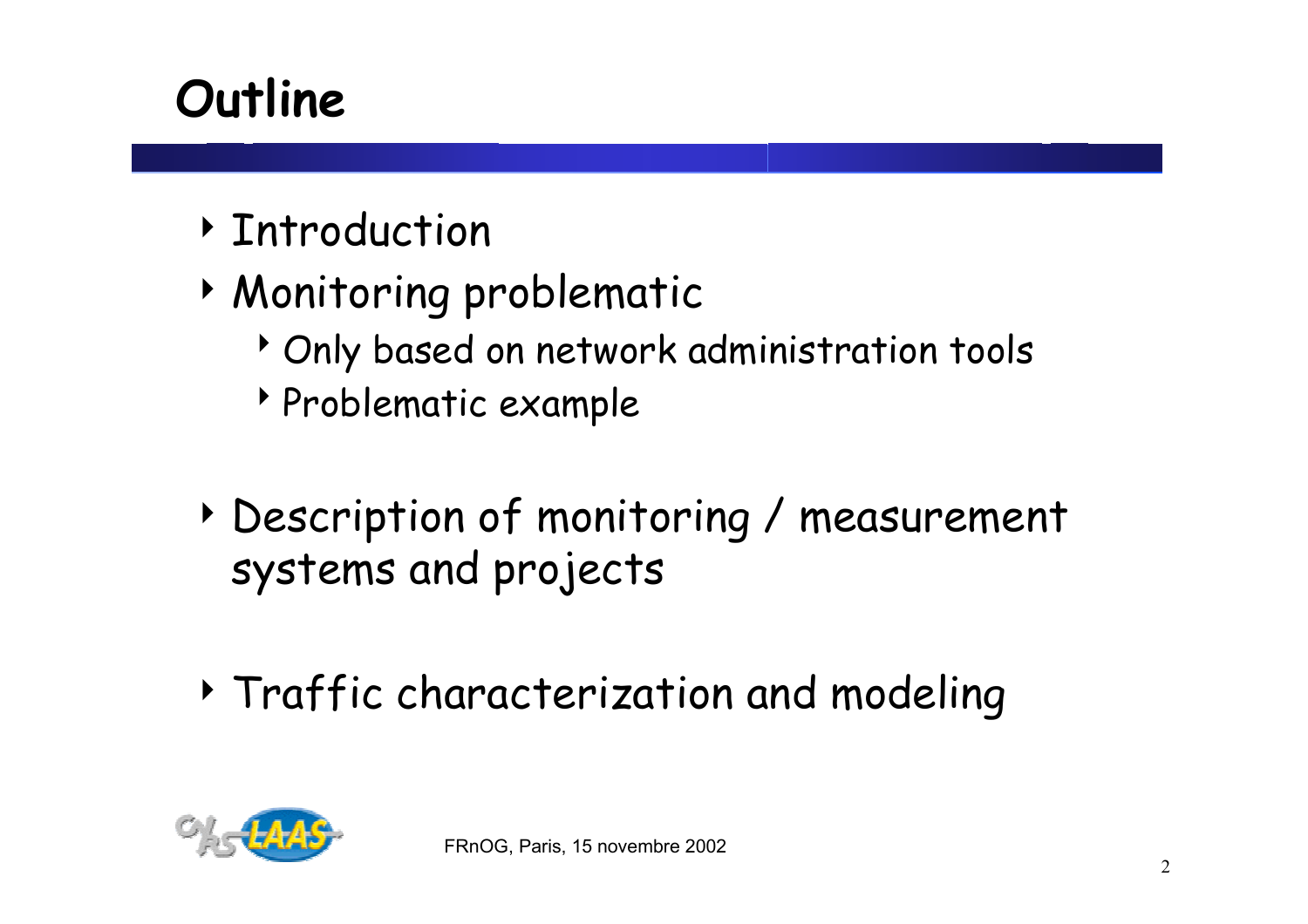# Outline

- Introduction
- Monitoring problematic
  - Only based on network administration tools
  - Problematic example
- Description of monitoring / measurement systems and projects
- Traffic characterization and modeling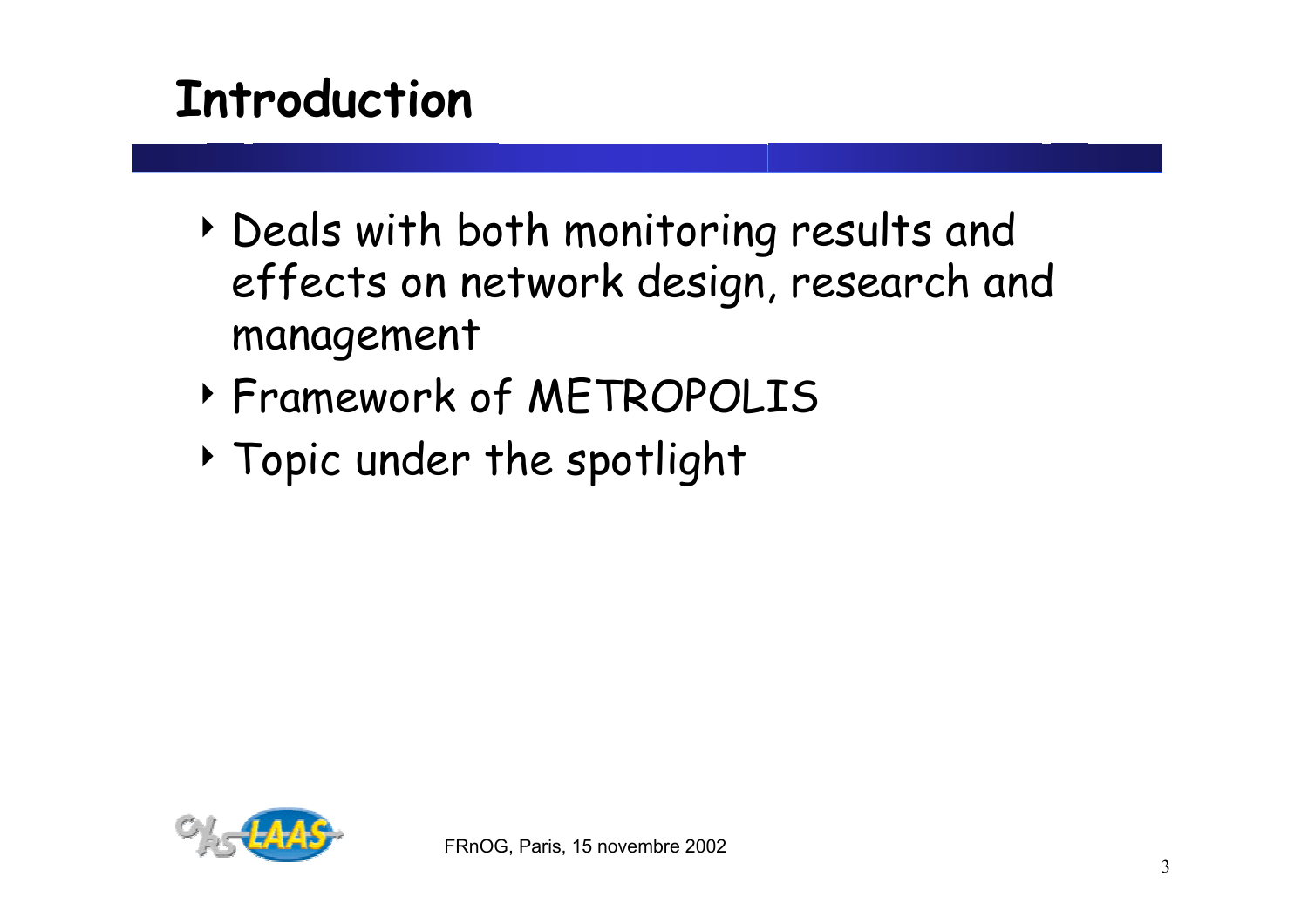# Introduction

- Deals with both monitoring results and effects on network design, research and management
- Framework of METROPOLIS
- Topic under the spotlight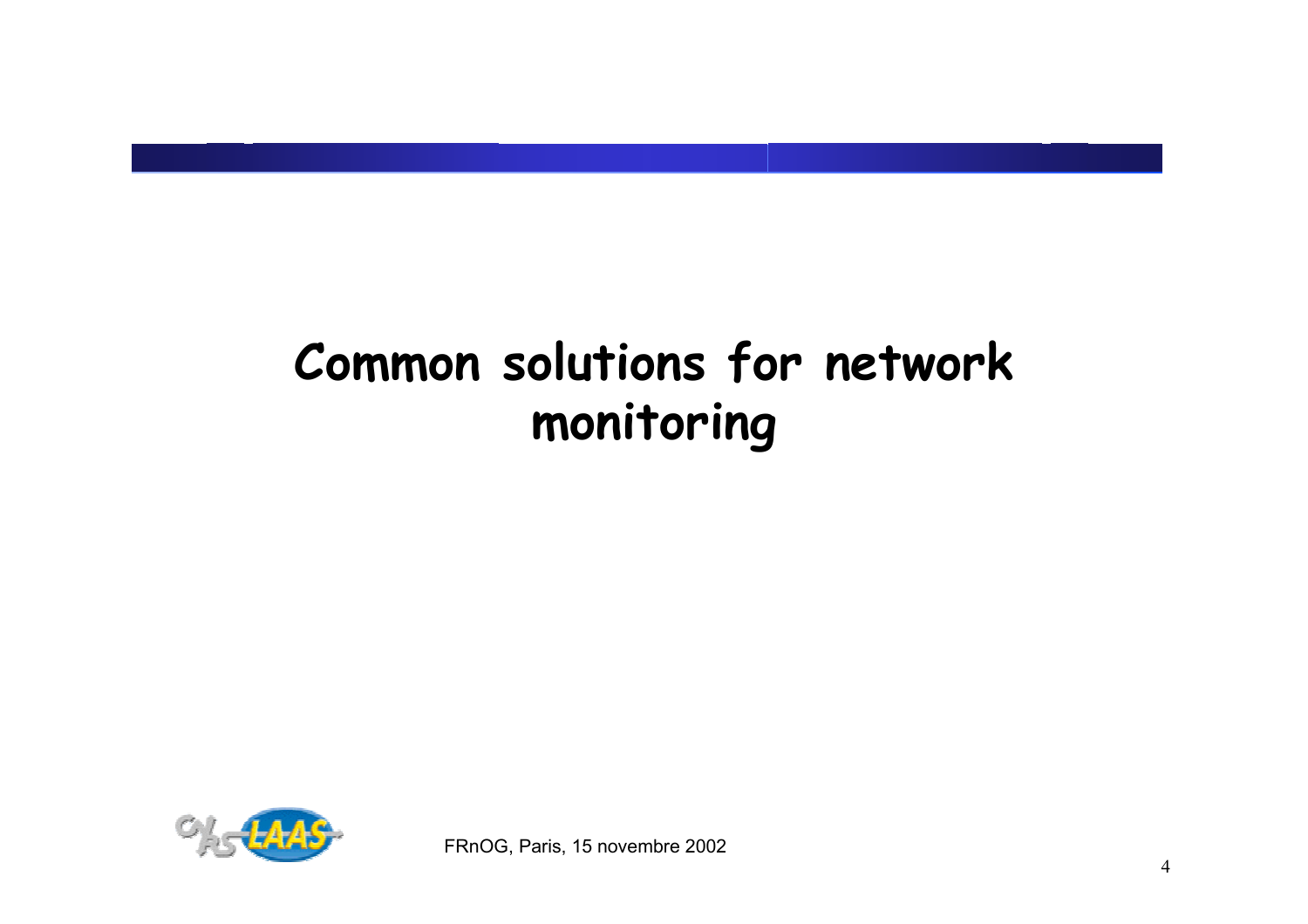# Common solutions for network monitoring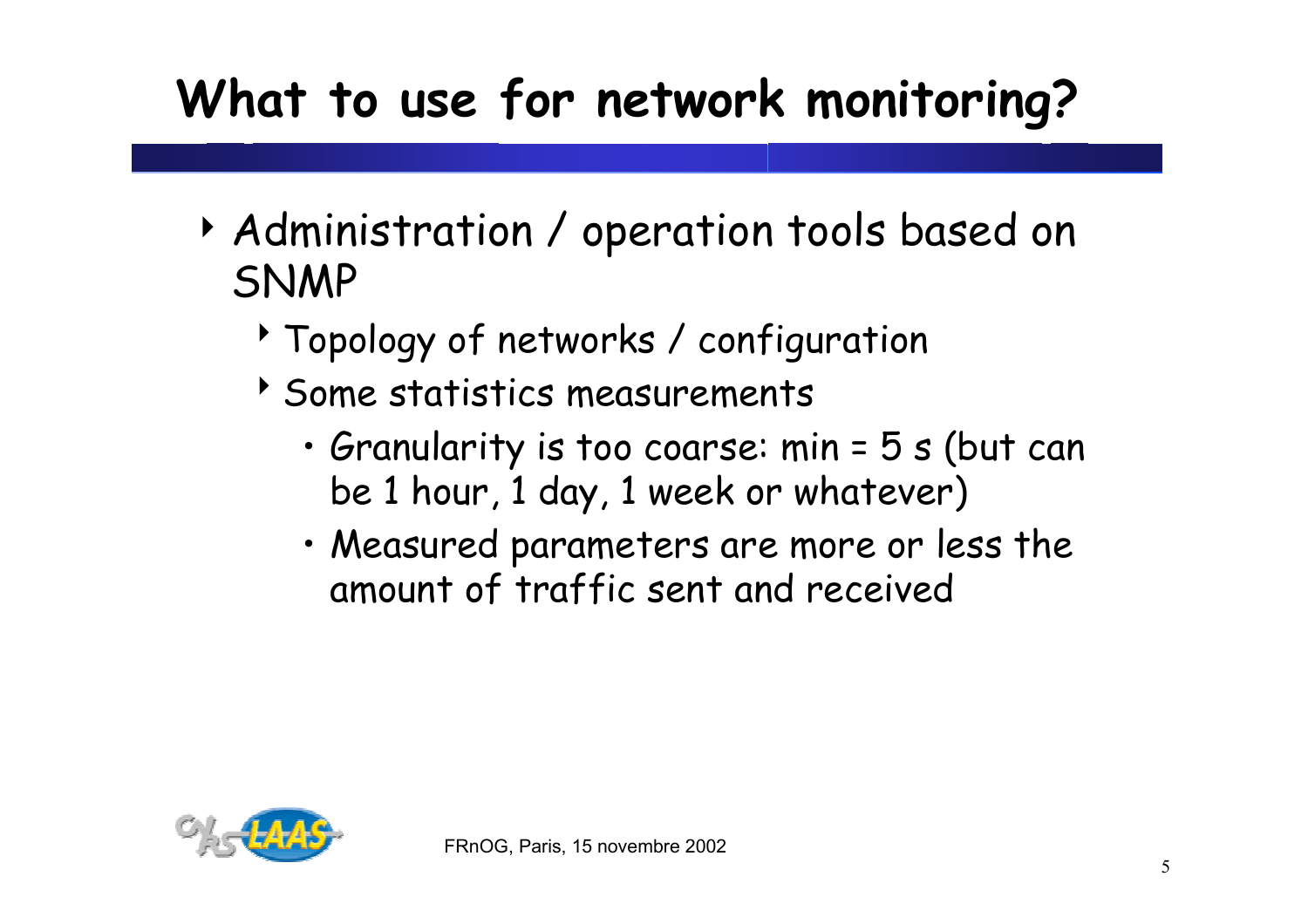# What to use for network monitoring?

- Administration / operation tools based on SNMP
  - Topology of networks / configuration
  - Some statistics measurements
    - Granularity is too coarse: min = 5 s (but can be 1 hour, 1 day, 1 week or whatever)
    - Measured parameters are more or less the amount of traffic sent and received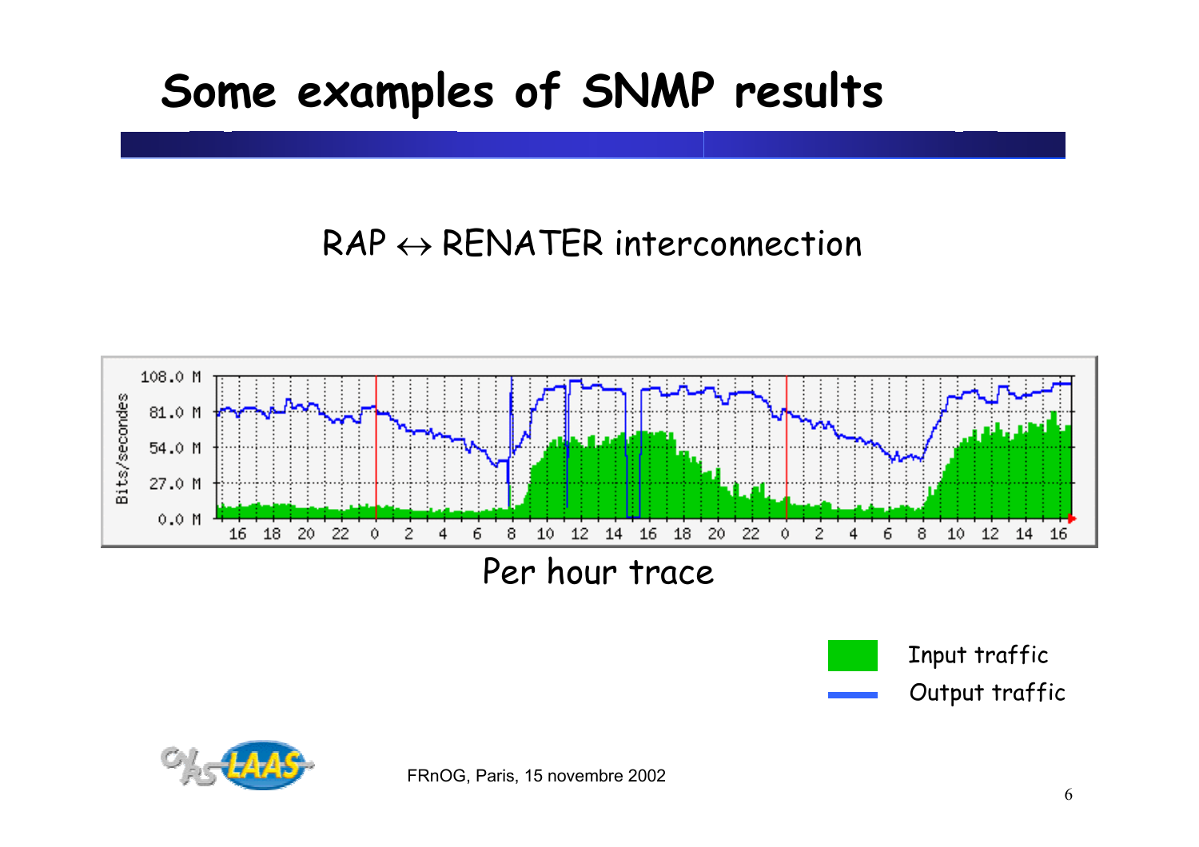# Some examples of SNMP results

RAP $\leftrightarrow$ RENATER interconnection

Per hour trace

Input traffic

Output traffic

FRnOG, Paris, 15 novembre 2002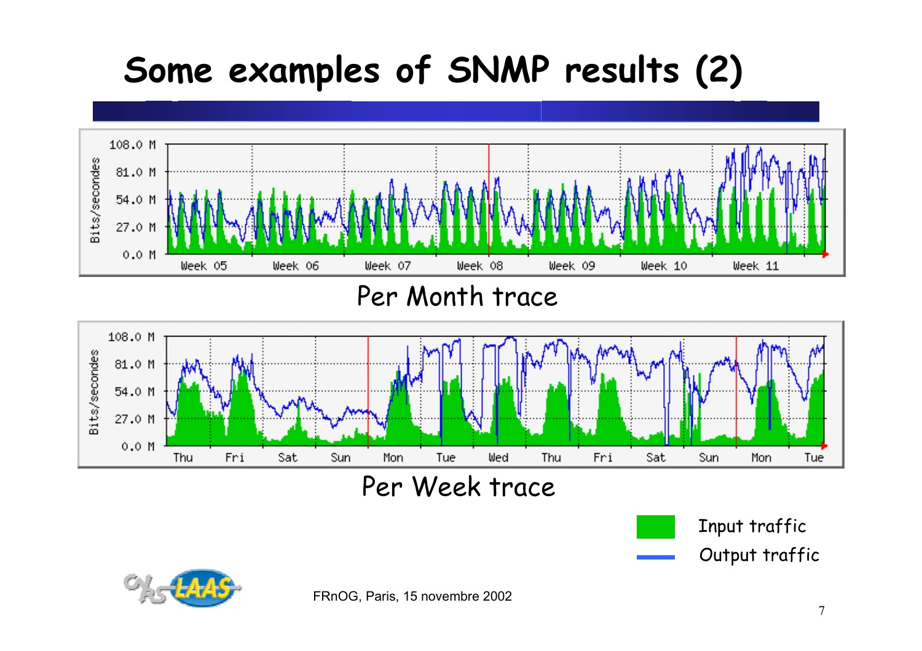# Some examples of SNMP results (2)

Per Month trace

Per Week trace

Input traffic

Output traffic

FRnOG, Paris, 15 novembre 2002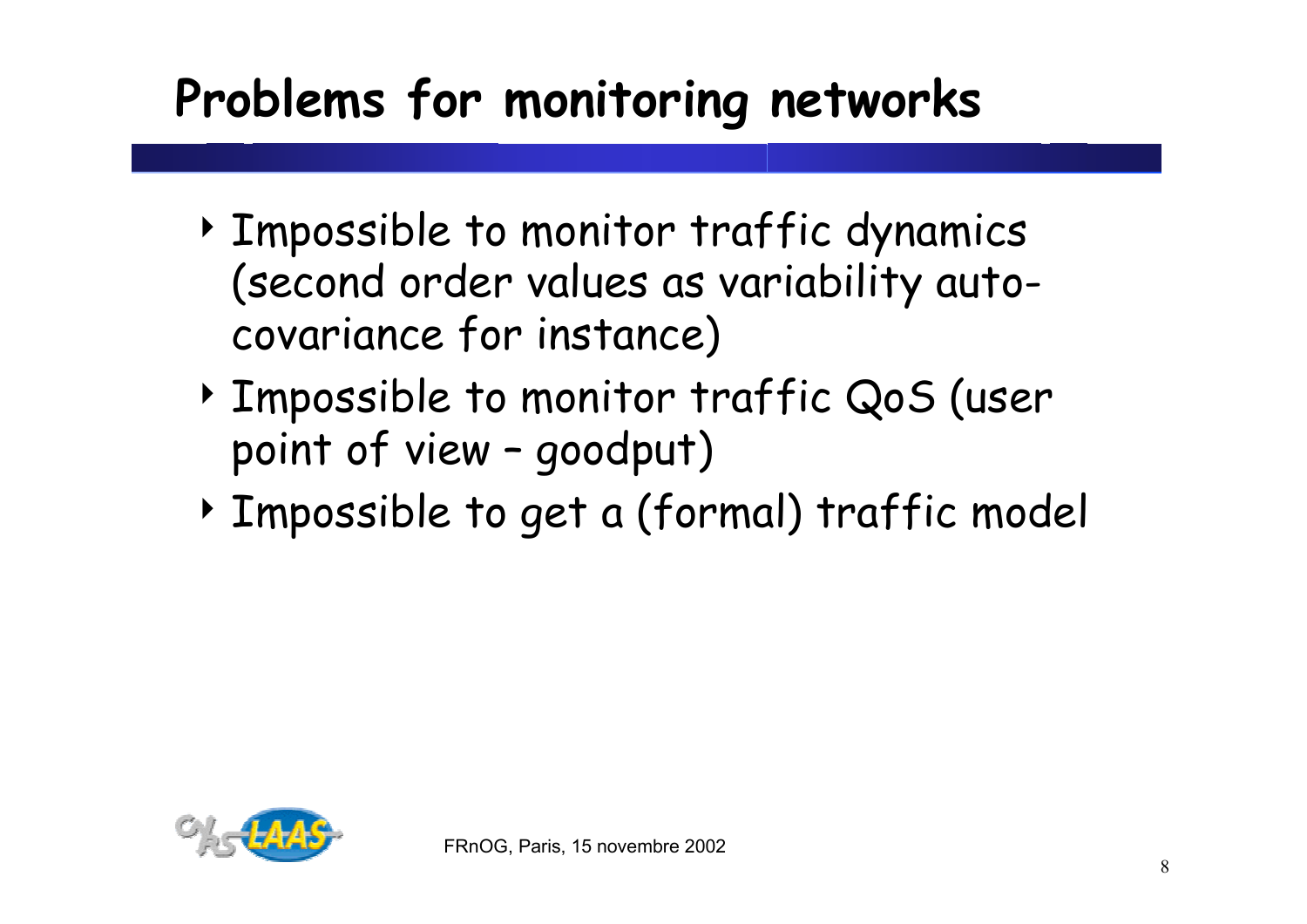# Problems for monitoring networks

- Impossible to monitor traffic dynamics (second order values as variability auto-covariance for instance)
- Impossible to monitor traffic QoS (user point of view – goodput)
- Impossible to get a (formal) traffic model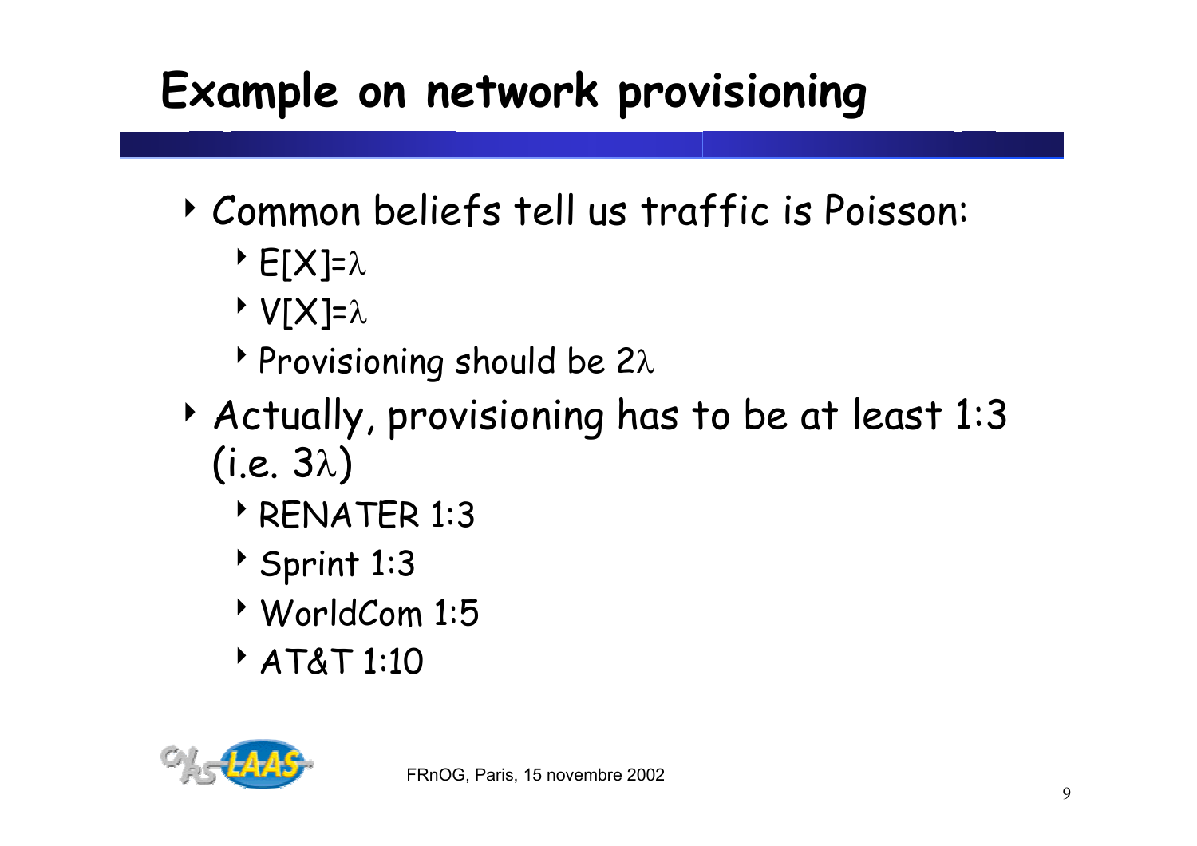# Example on network provisioning

- Common beliefs tell us traffic is Poisson:
  - $E[X]=\lambda$
  - $V[X]=\lambda$
  - Provisioning should be $2\lambda$
- Actually, provisioning has to be at least 1:3 (i.e. $3\lambda$)
  - RENATER 1:3
  - Sprint 1:3
  - WorldCom 1:5
  - AT&T 1:10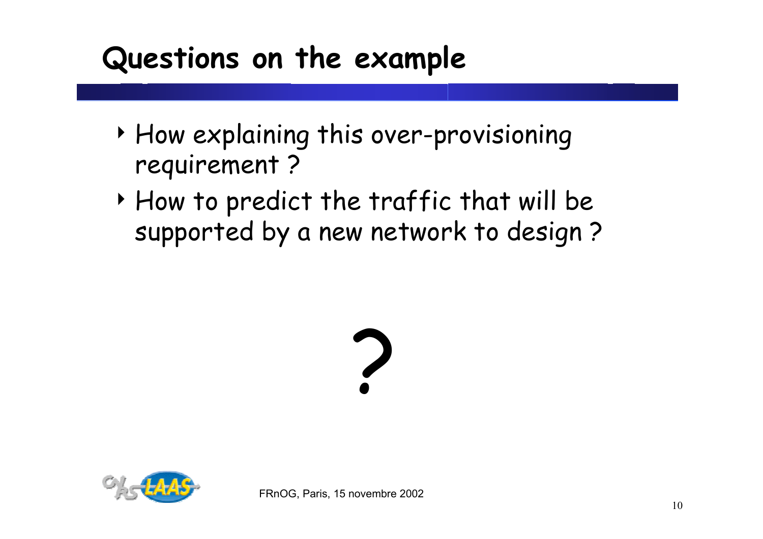# Questions on the example

- How explaining this over-provisioning requirement ?
- How to predict the traffic that will be supported by a new network to design ?

?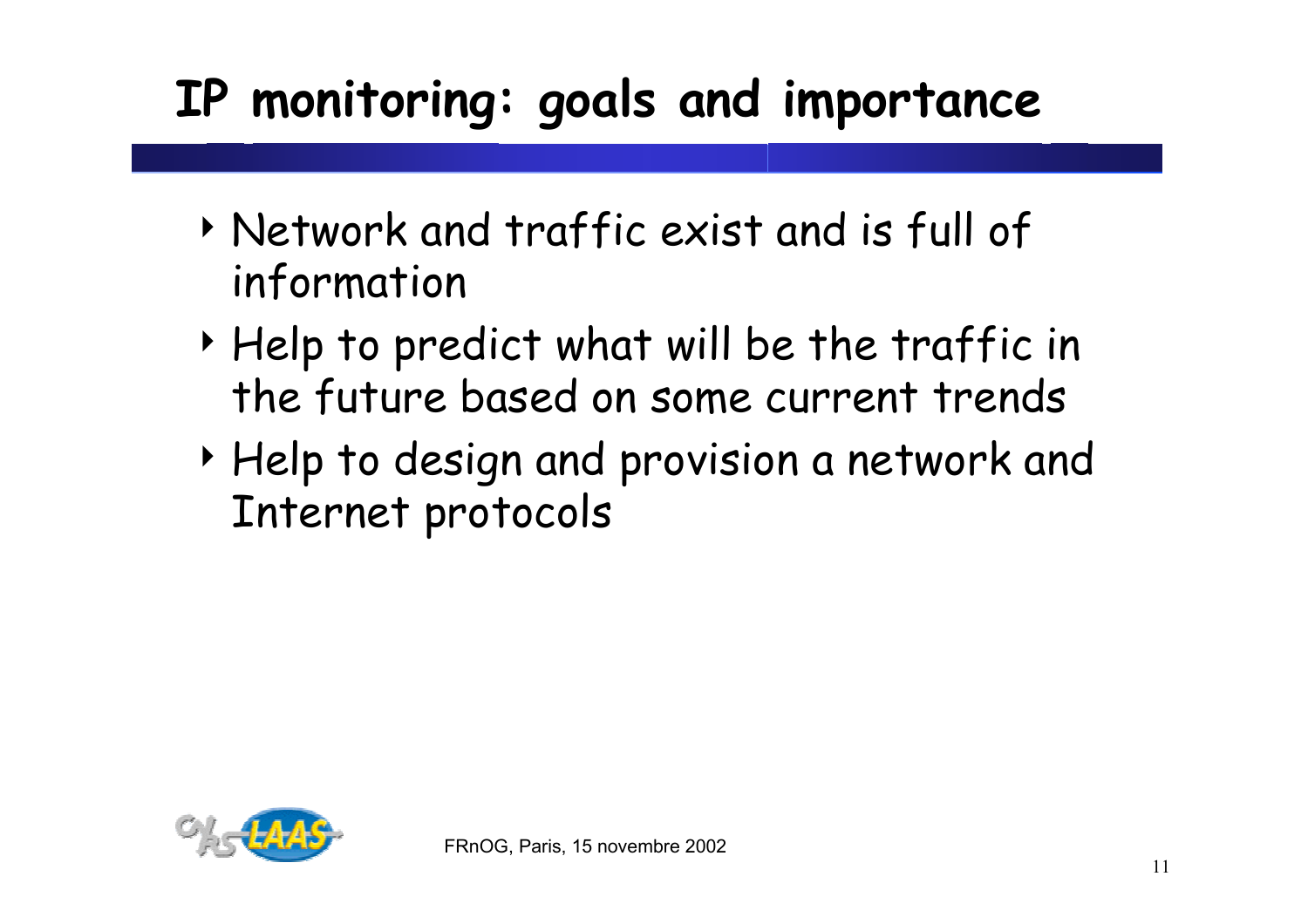# IP monitoring: goals and importance

- Network and traffic exist and is full of information
- Help to predict what will be the traffic in the future based on some current trends
- Help to design and provision a network and Internet protocols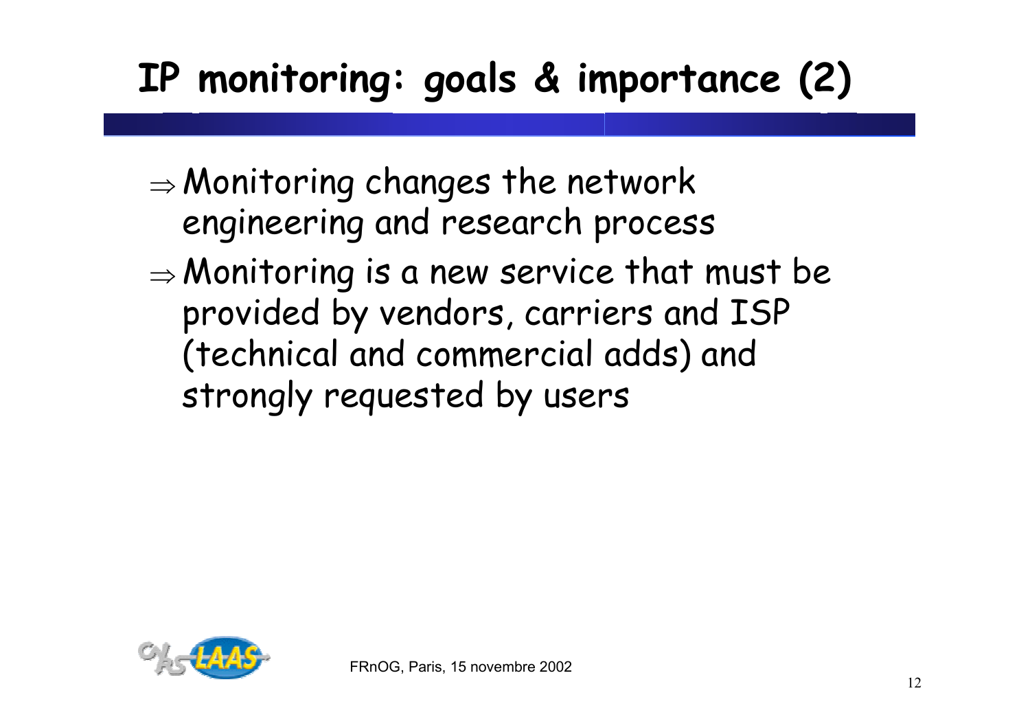# IP monitoring: goals & importance (2)

- $\Rightarrow$ Monitoring changes the network engineering and research process
- $\Rightarrow$ Monitoring is a new service that must be provided by vendors, carriers and ISP (technical and commercial adds) and strongly requested by users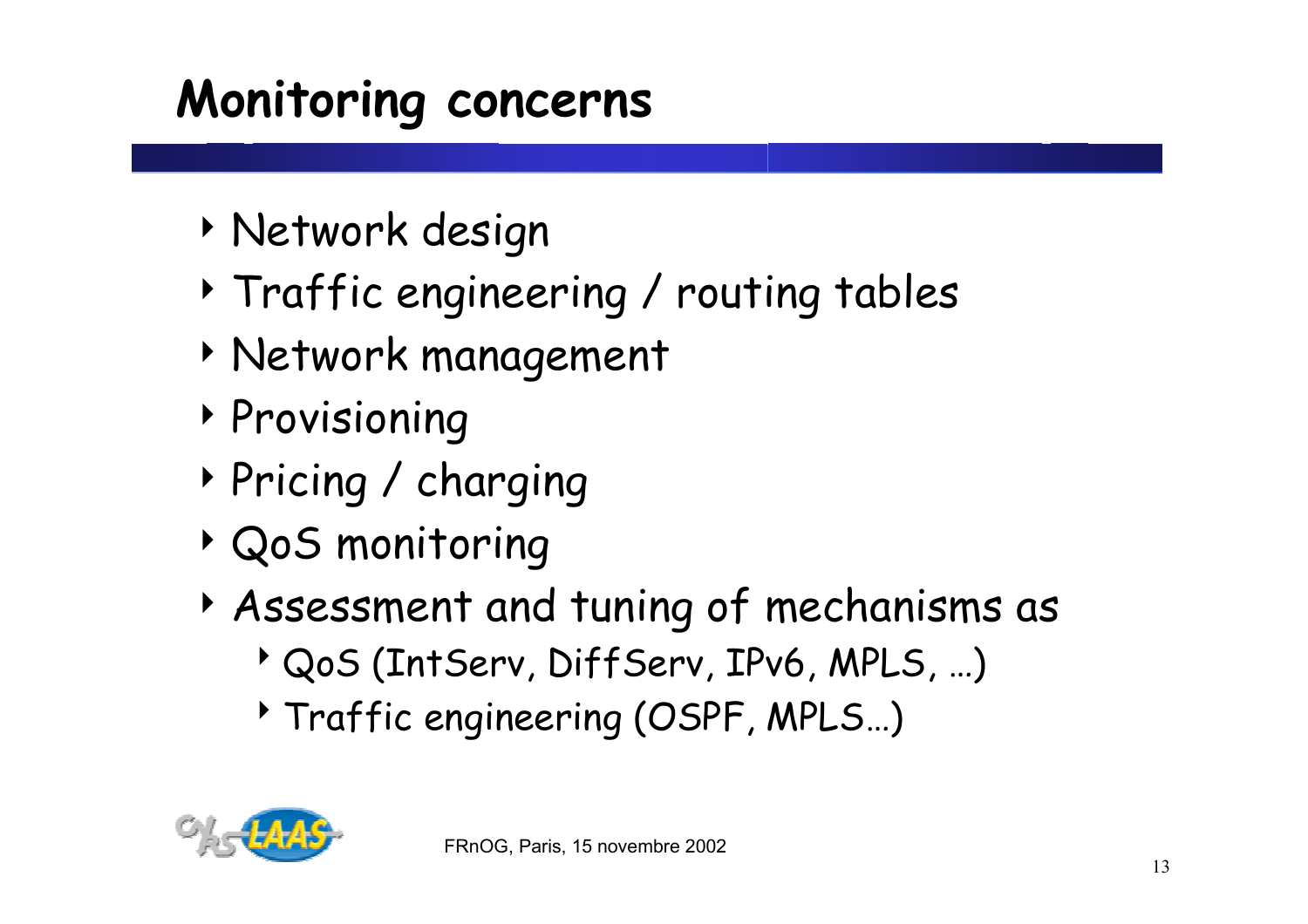# Monitoring concerns

- Network design
- Traffic engineering / routing tables
- Network management
- Provisioning
- Pricing / charging
- QoS monitoring
- Assessment and tuning of mechanisms as
  - QoS (IntServ, DiffServ, IPv6, MPLS, …)
  - Traffic engineering (OSPF, MPLS…)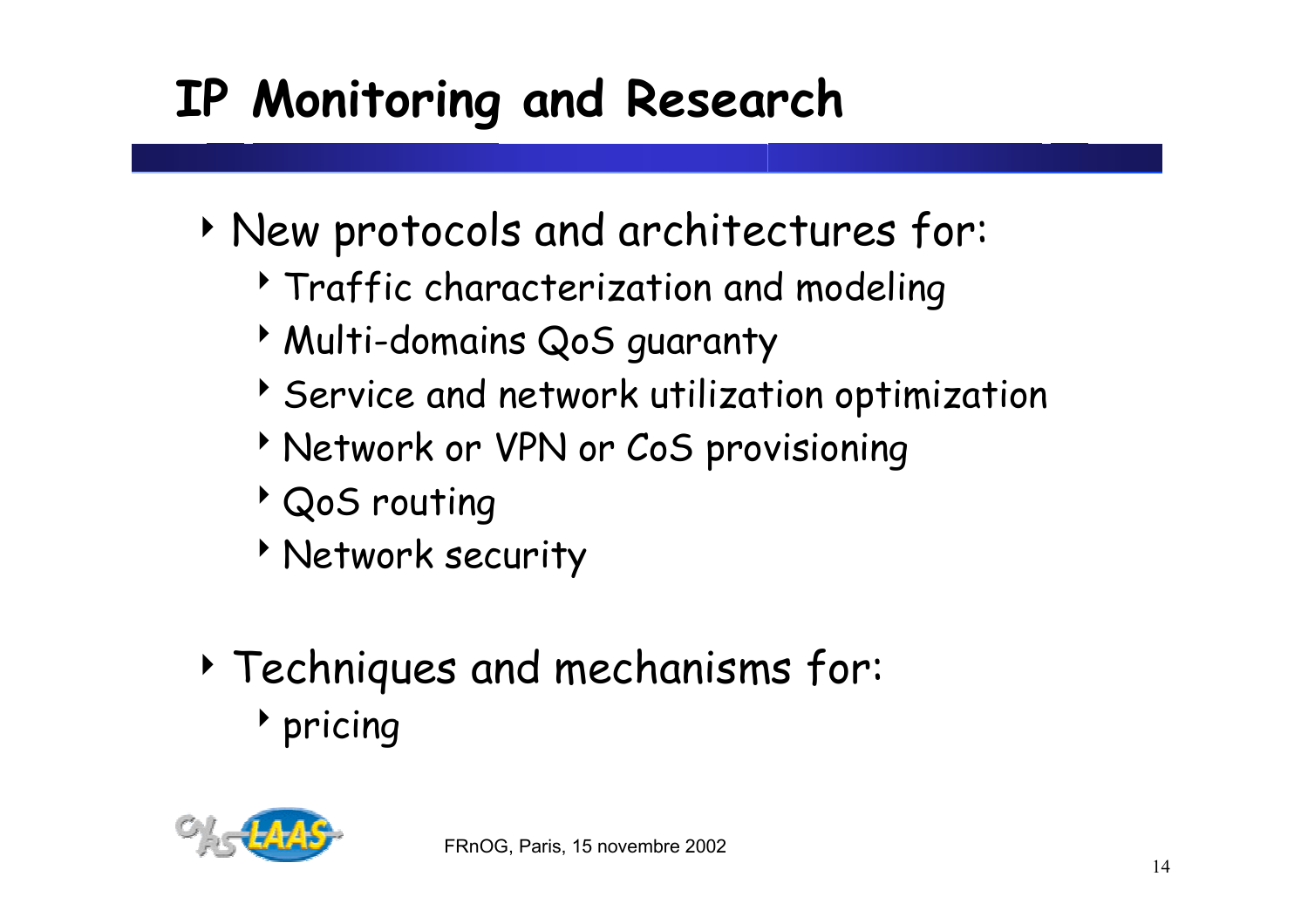# IP Monitoring and Research

- New protocols and architectures for:
  - Traffic characterization and modeling
  - Multi-domains QoS guaranty
  - Service and network utilization optimization
  - Network or VPN or CoS provisioning
  - QoS routing
  - Network security
- Techniques and mechanisms for:
  - pricing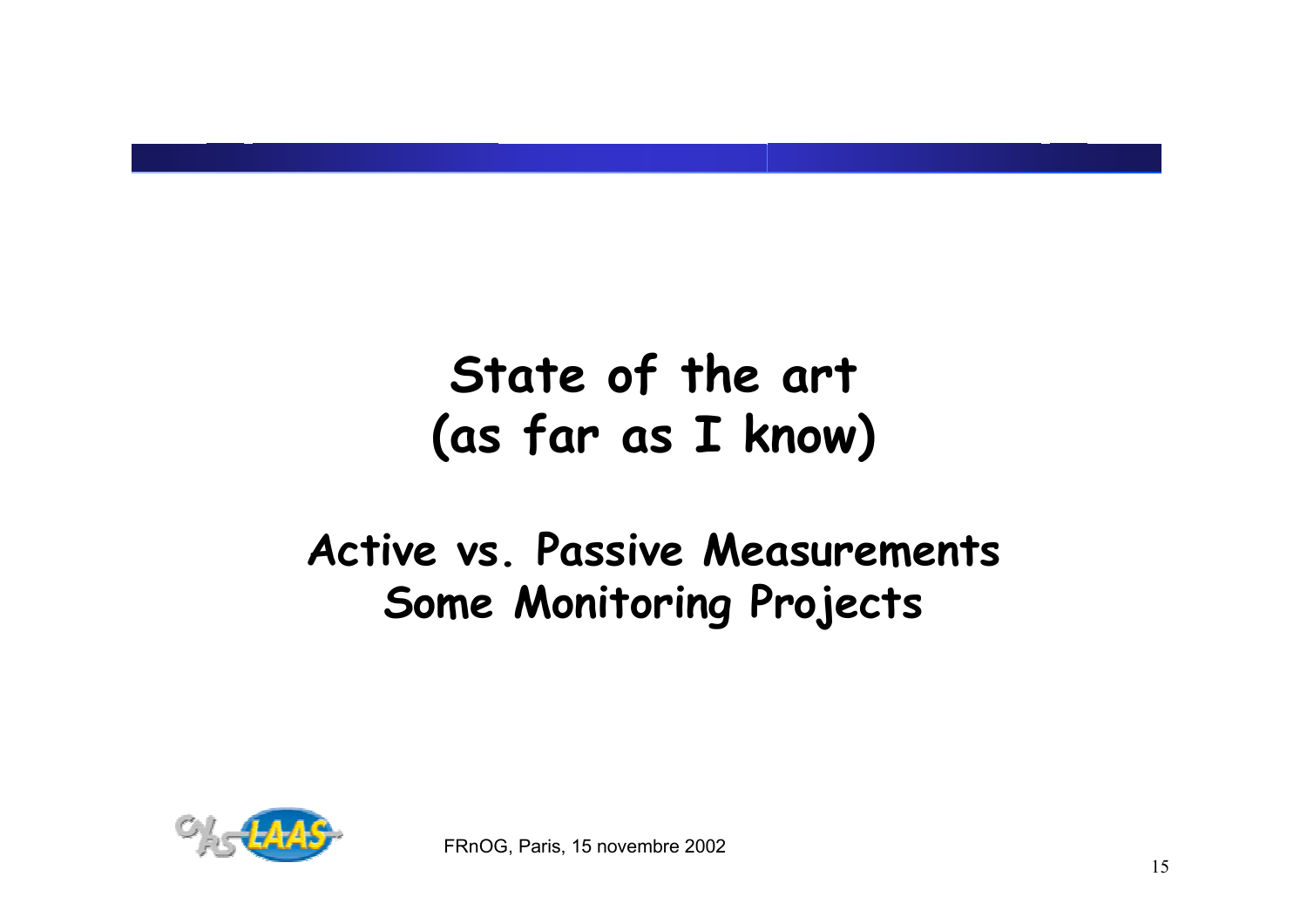# State of the art
# (as far as I know)

## Active vs. Passive Measurements
## Some Monitoring Projects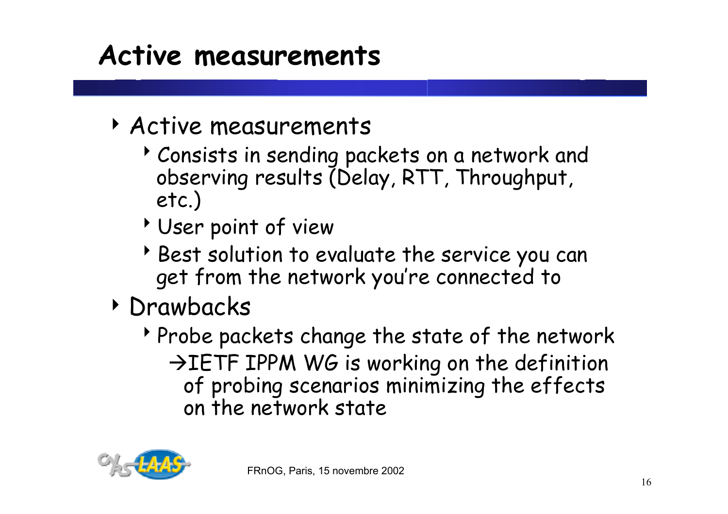# Active measurements

- Active measurements
  - Consists in sending packets on a network and observing results (Delay, RTT, Throughput, etc.)
  - User point of view
  - Best solution to evaluate the service you can get from the network you're connected to
- Drawbacks
  - Probe packets change the state of the network
    - →IETF IPPM WG is working on the definition of probing scenarios minimizing the effects on the network state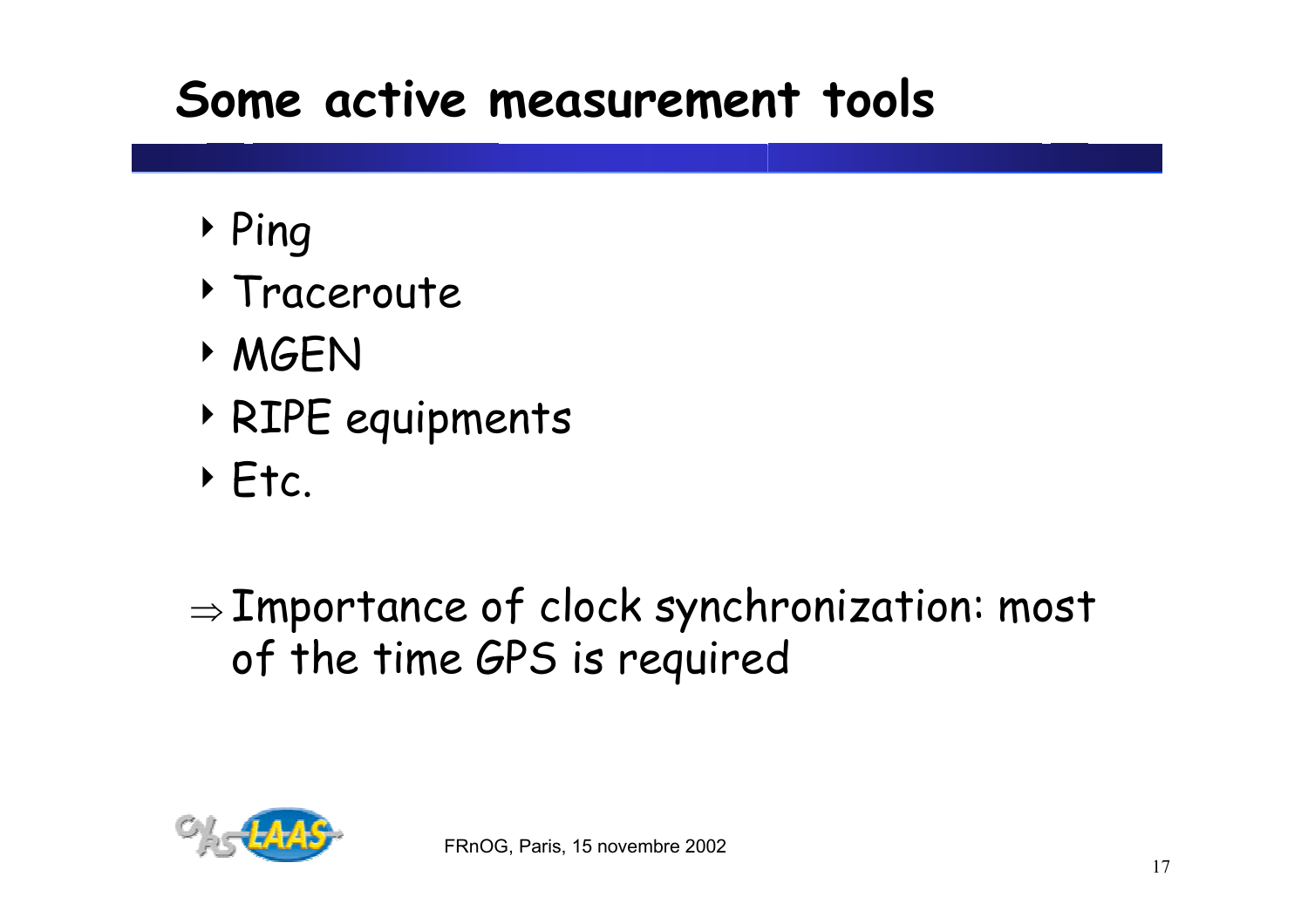# Some active measurement tools

- Ping
- Traceroute
- MGEN
- RIPE equipments
- Etc.

$\Rightarrow$ Importance of clock synchronization: most of the time GPS is required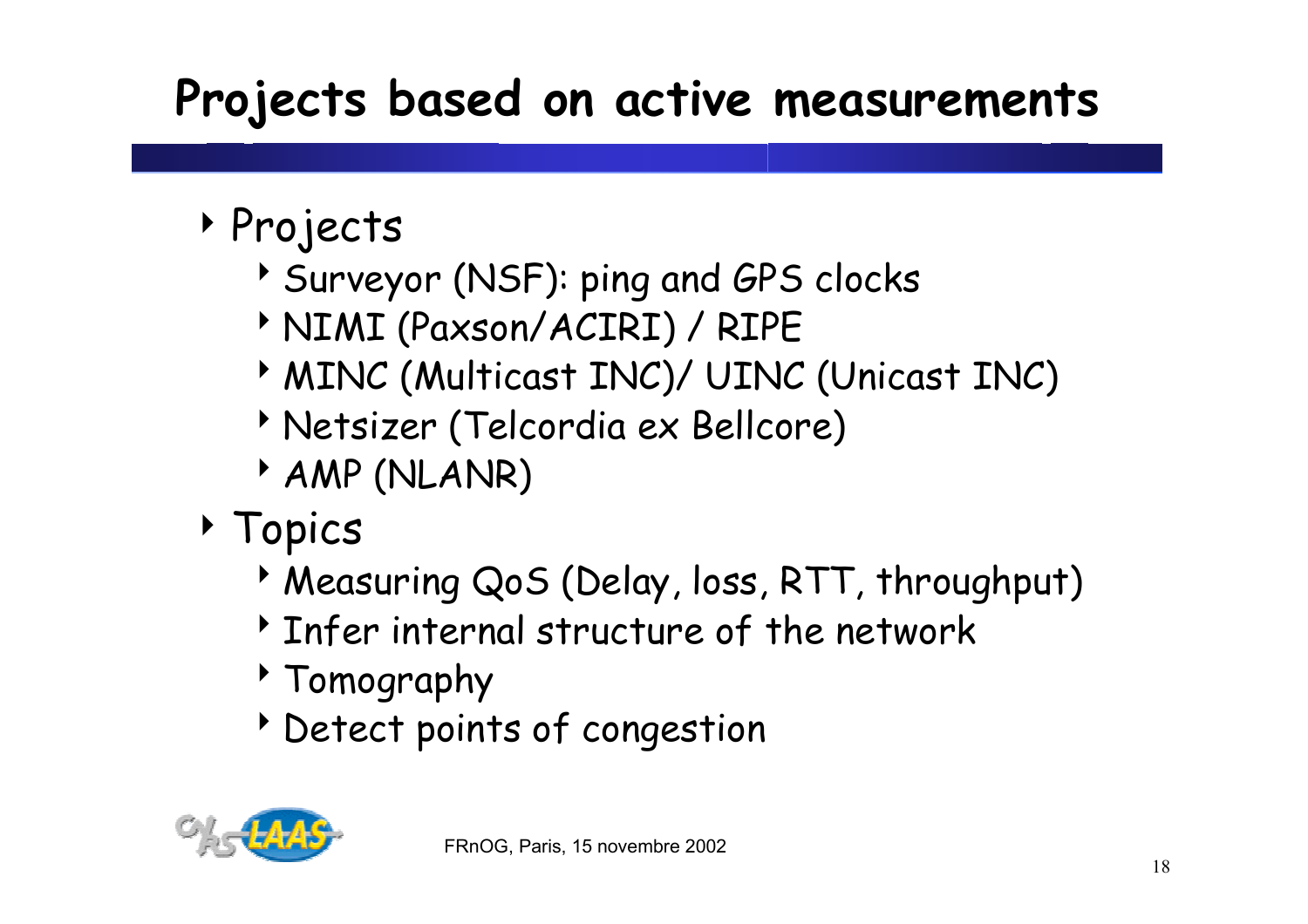# Projects based on active measurements

- Projects
  - Surveyor (NSF): ping and GPS clocks
  - NIMI (Paxson/ACIRI) / RIPE
  - MINC (Multicast INC)/ UINC (Unicast INC)
  - Netsizer (Telcordia ex Bellcore)
  - AMP (NLANR)
- Topics
  - Measuring QoS (Delay, loss, RTT, throughput)
  - Infer internal structure of the network
  - Tomography
  - Detect points of congestion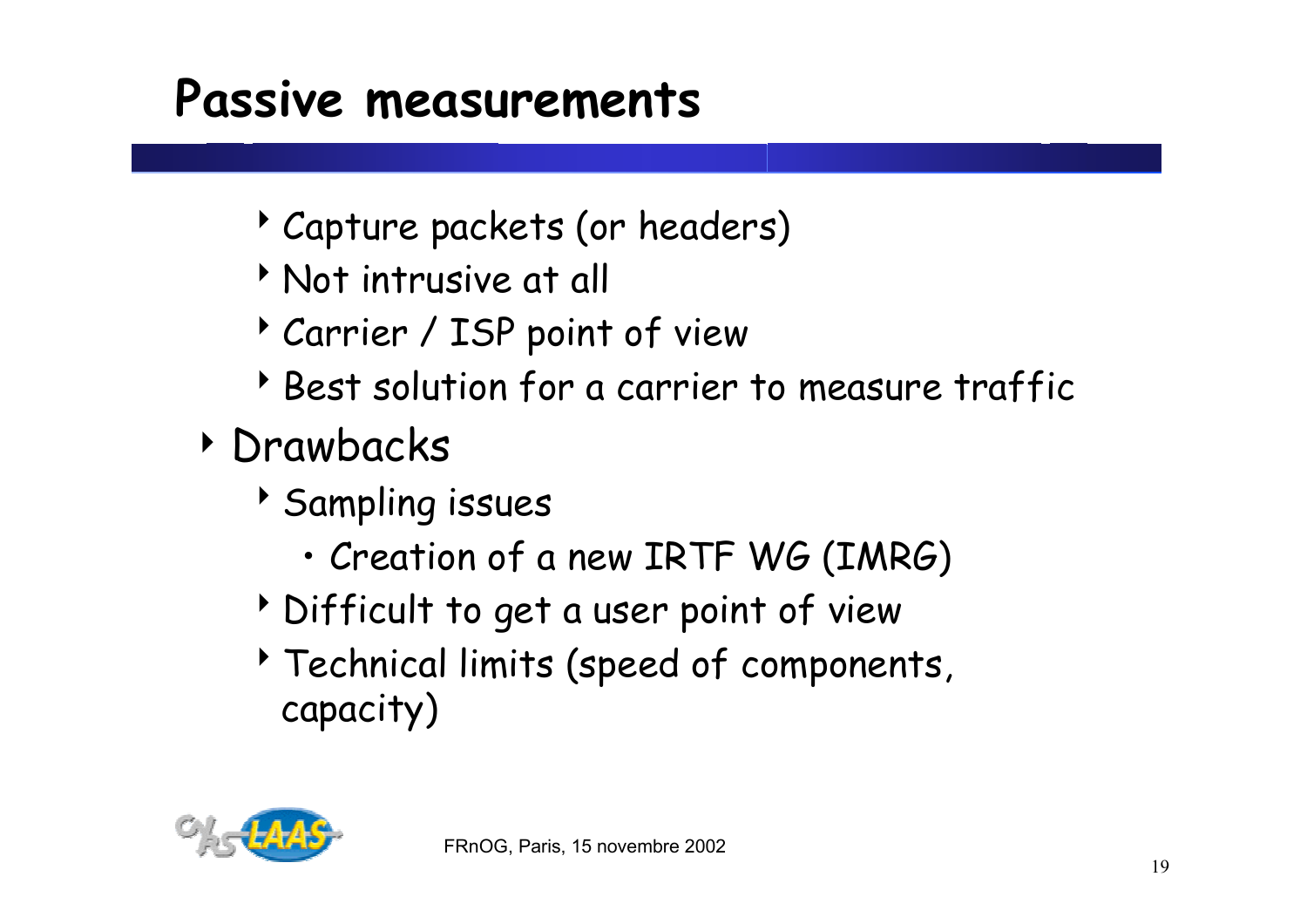# Passive measurements

- Capture packets (or headers)
- Not intrusive at all
- Carrier / ISP point of view
- Best solution for a carrier to measure traffic

- Drawbacks
  - Sampling issues
    - Creation of a new IRTF WG (IMRG)
  - Difficult to get a user point of view
  - Technical limits (speed of components, capacity)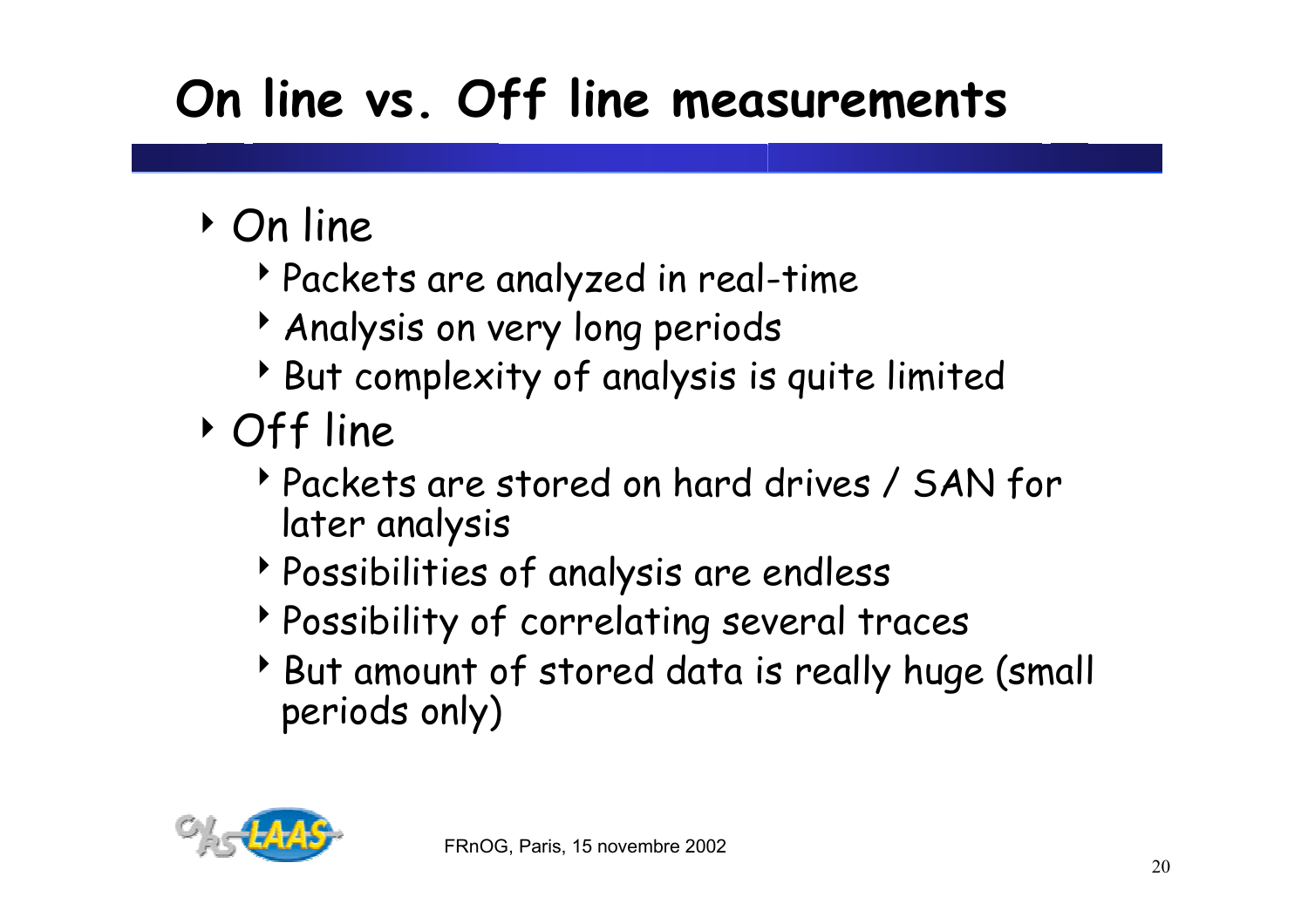# On line vs. Off line measurements

- On line
  - Packets are analyzed in real-time
  - Analysis on very long periods
  - But complexity of analysis is quite limited
- Off line
  - Packets are stored on hard drives / SAN for later analysis
  - Possibilities of analysis are endless
  - Possibility of correlating several traces
  - But amount of stored data is really huge (small periods only)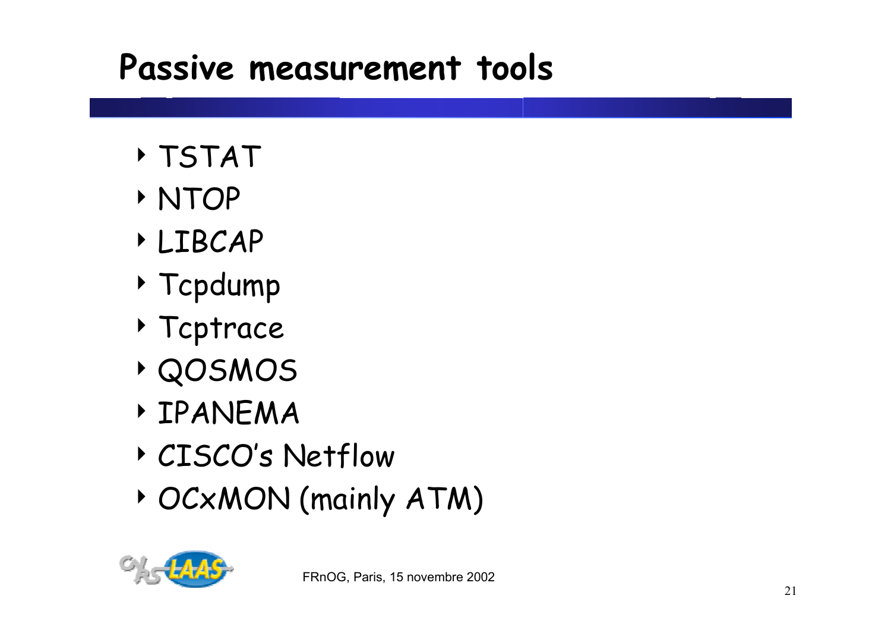# Passive measurement tools

- TSTAT
- NTOP
- LIBCAP
- Tcpdump
- Tcptrace
- QOSMOS
- IPANEMA
- CISCO's Netflow
- OCxMON (mainly ATM)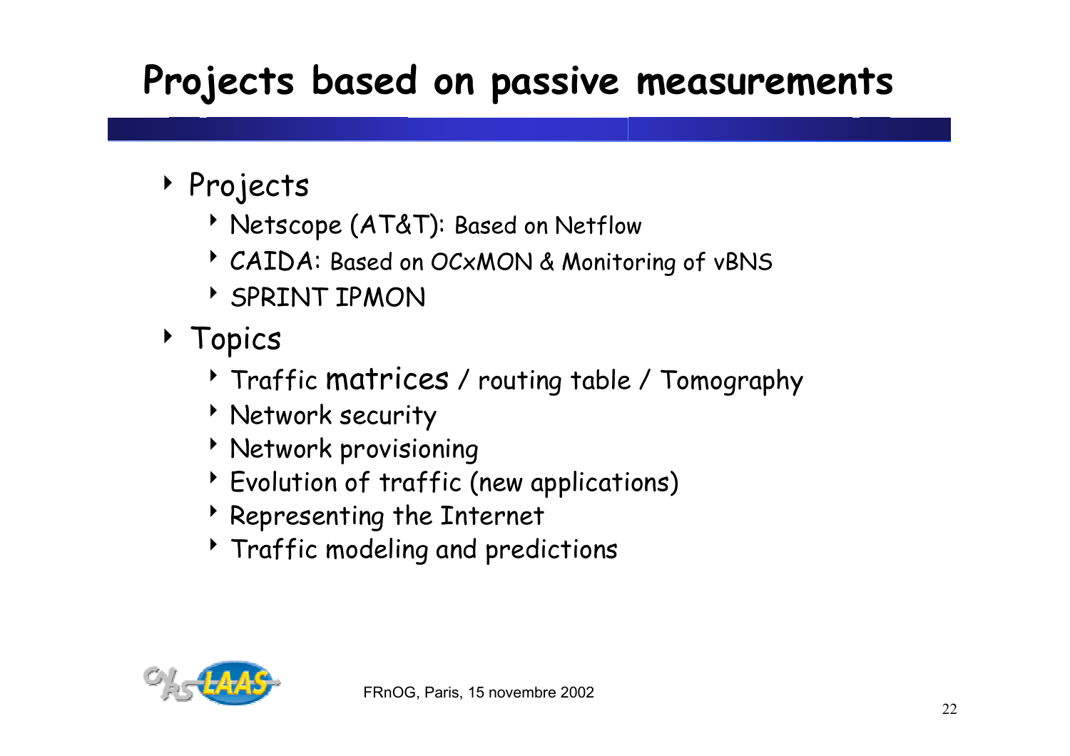# Projects based on passive measurements

- Projects
  - Netscope (AT&T): Based on Netflow
  - CAIDA: Based on OCxMON & Monitoring of vBNS
  - SPRINT IPMON
- Topics
  - Traffic matrices / routing table / Tomography
  - Network security
  - Network provisioning
  - Evolution of traffic (new applications)
  - Representing the Internet
  - Traffic modeling and predictions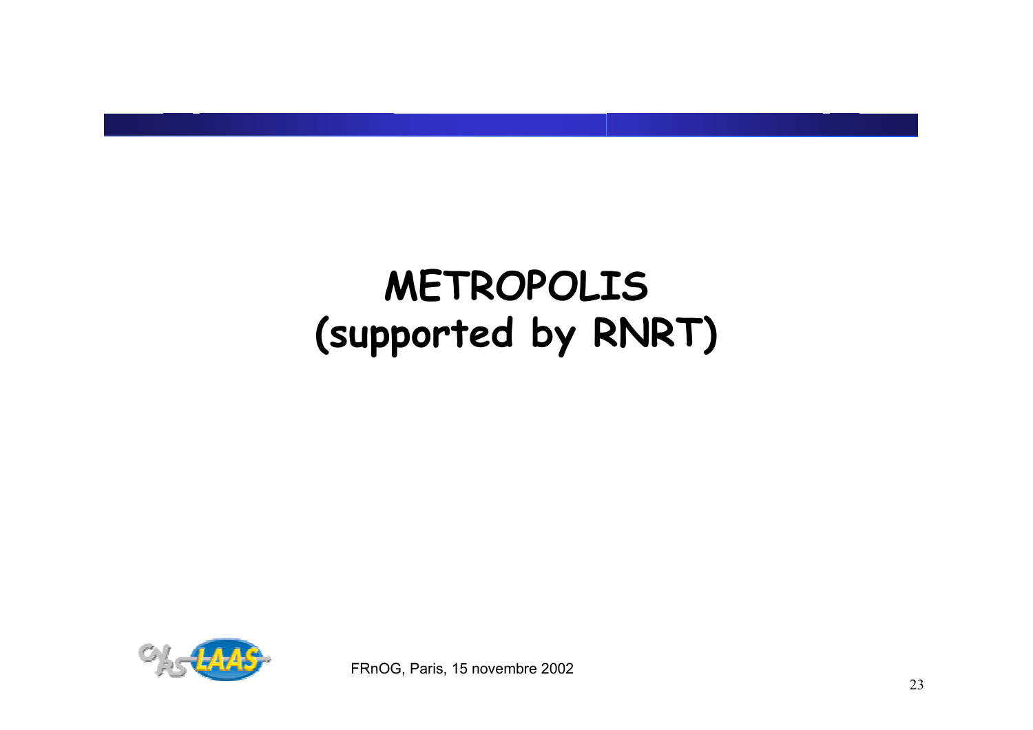# METROPOLIS (supported by RNRT)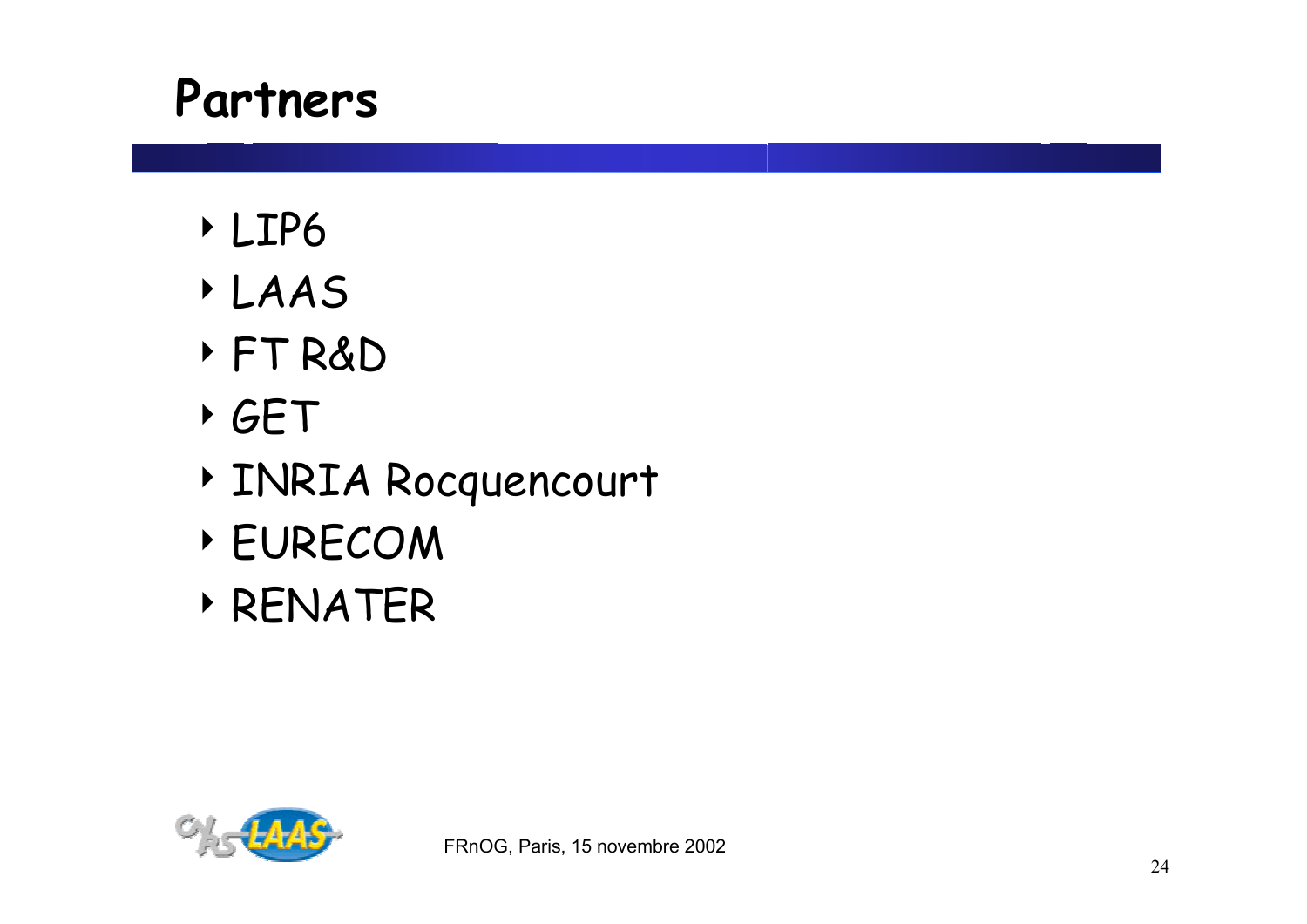# Partners

- LIP6
- LAAS
- FT R&D
- GET
- INRIA Rocquencourt
- EURECOM
- RENATER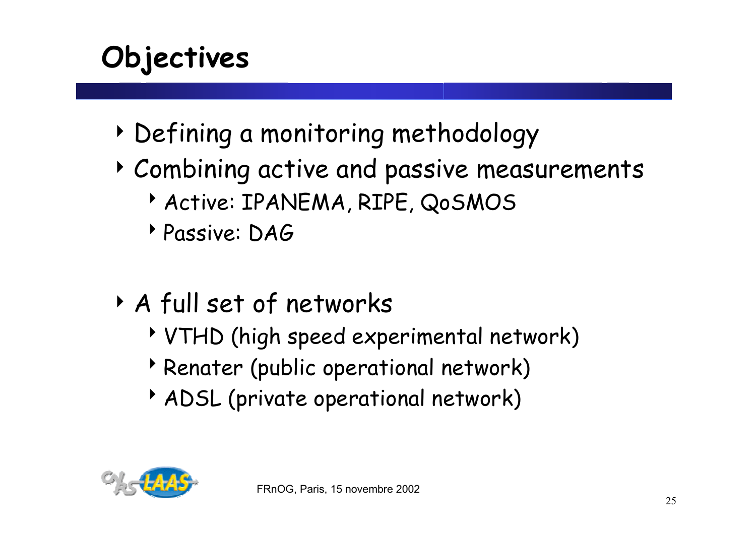# Objectives

- Defining a monitoring methodology
- Combining active and passive measurements
  - Active: IPANEMA, RIPE, QoSMOS
  - Passive: DAG

- A full set of networks
  - VTHD (high speed experimental network)
  - Renater (public operational network)
  - ADSL (private operational network)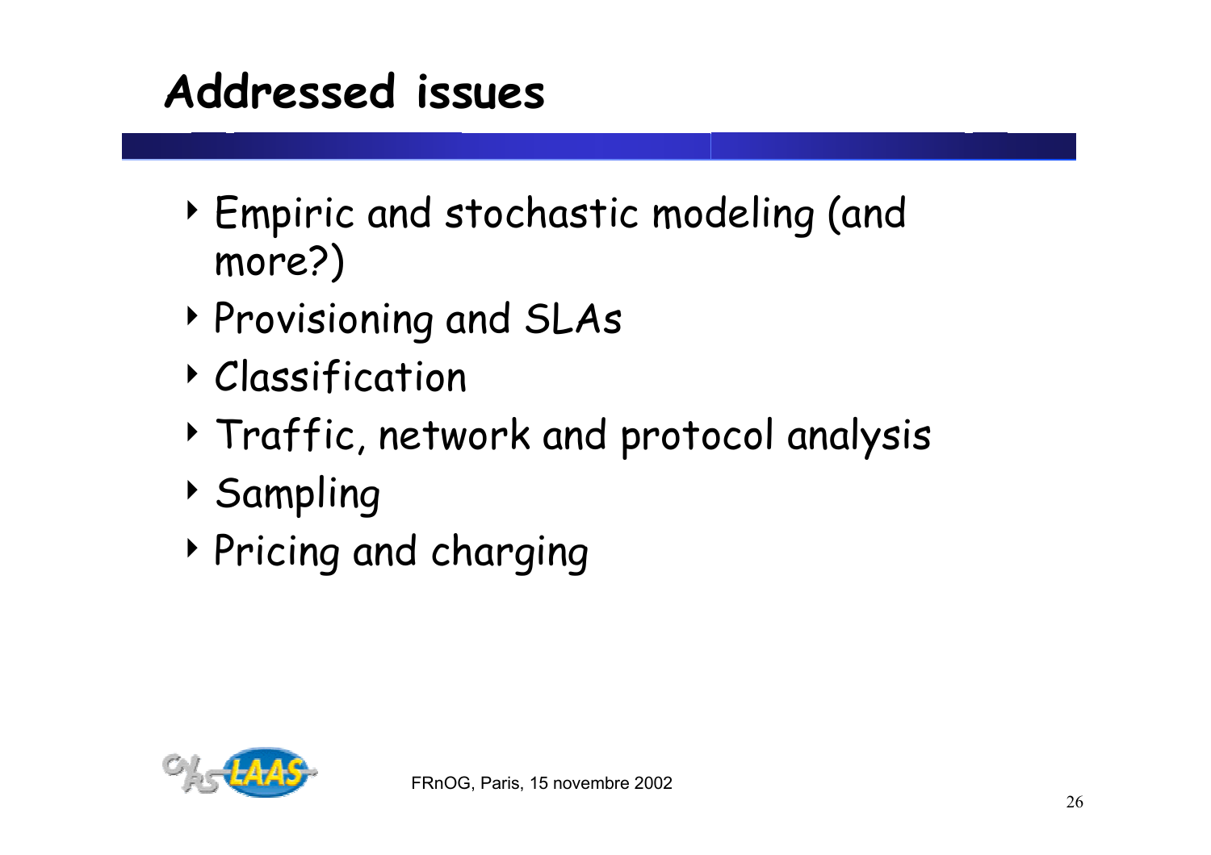# Addressed issues

- Empiric and stochastic modeling (and more?)
- Provisioning and SLAs
- Classification
- Traffic, network and protocol analysis
- Sampling
- Pricing and charging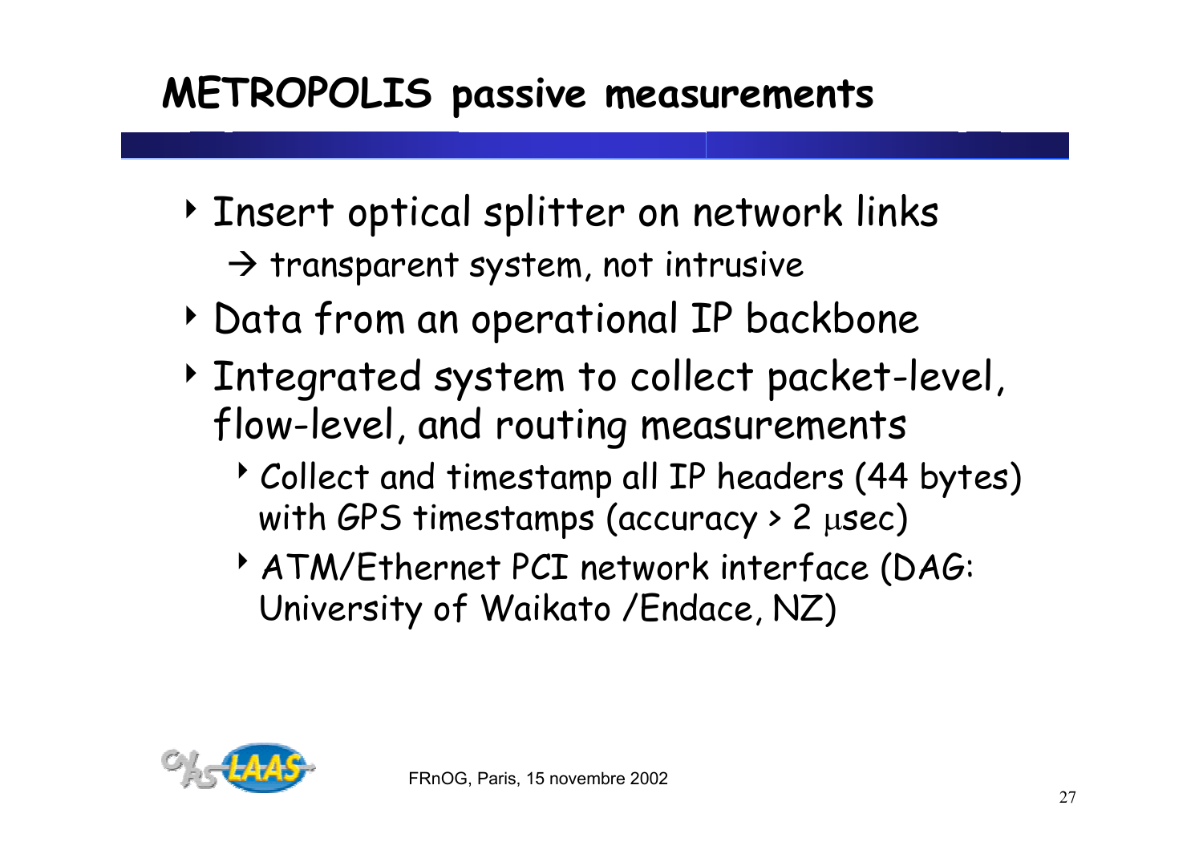# METROPOLIS passive measurements

- Insert optical splitter on network links
  - → transparent system, not intrusive
- Data from an operational IP backbone
- Integrated system to collect packet-level, flow-level, and routing measurements
  - Collect and timestamp all IP headers (44 bytes) with GPS timestamps (accuracy > 2 μsec)
  - ATM/Ethernet PCI network interface (DAG: University of Waikato /Endace, NZ)

FRnOG, Paris, 15 novembre 2002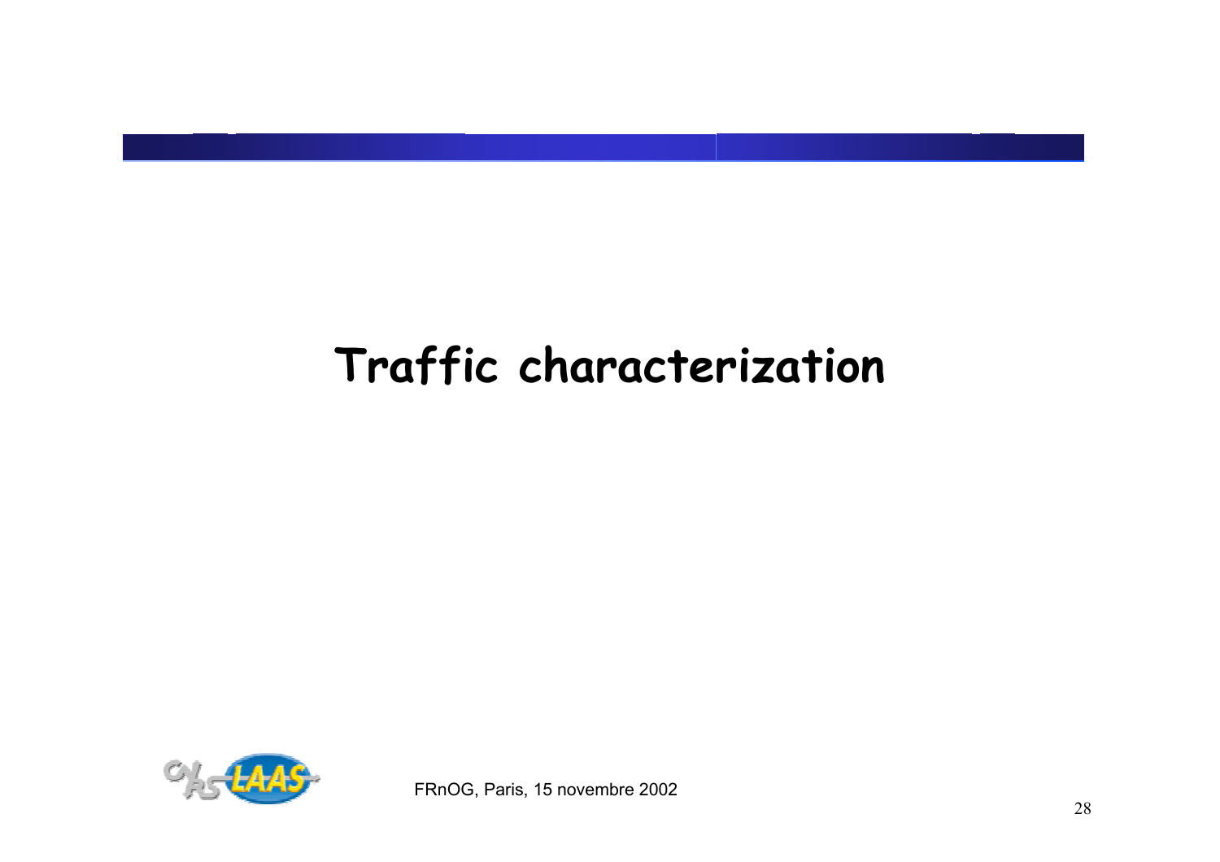# Traffic characterization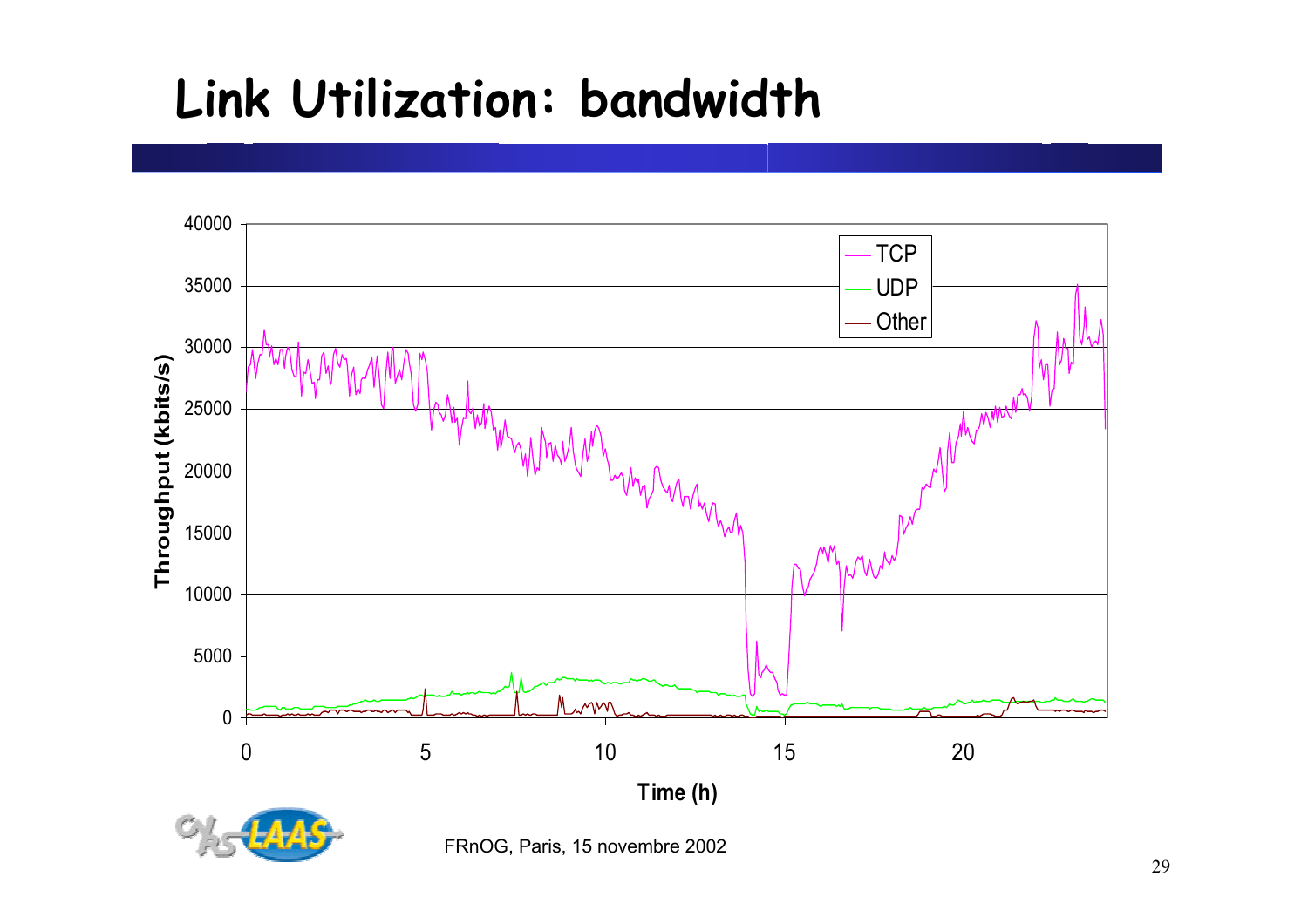# Link Utilization: bandwidth

FRnOG, Paris, 15 novembre 2002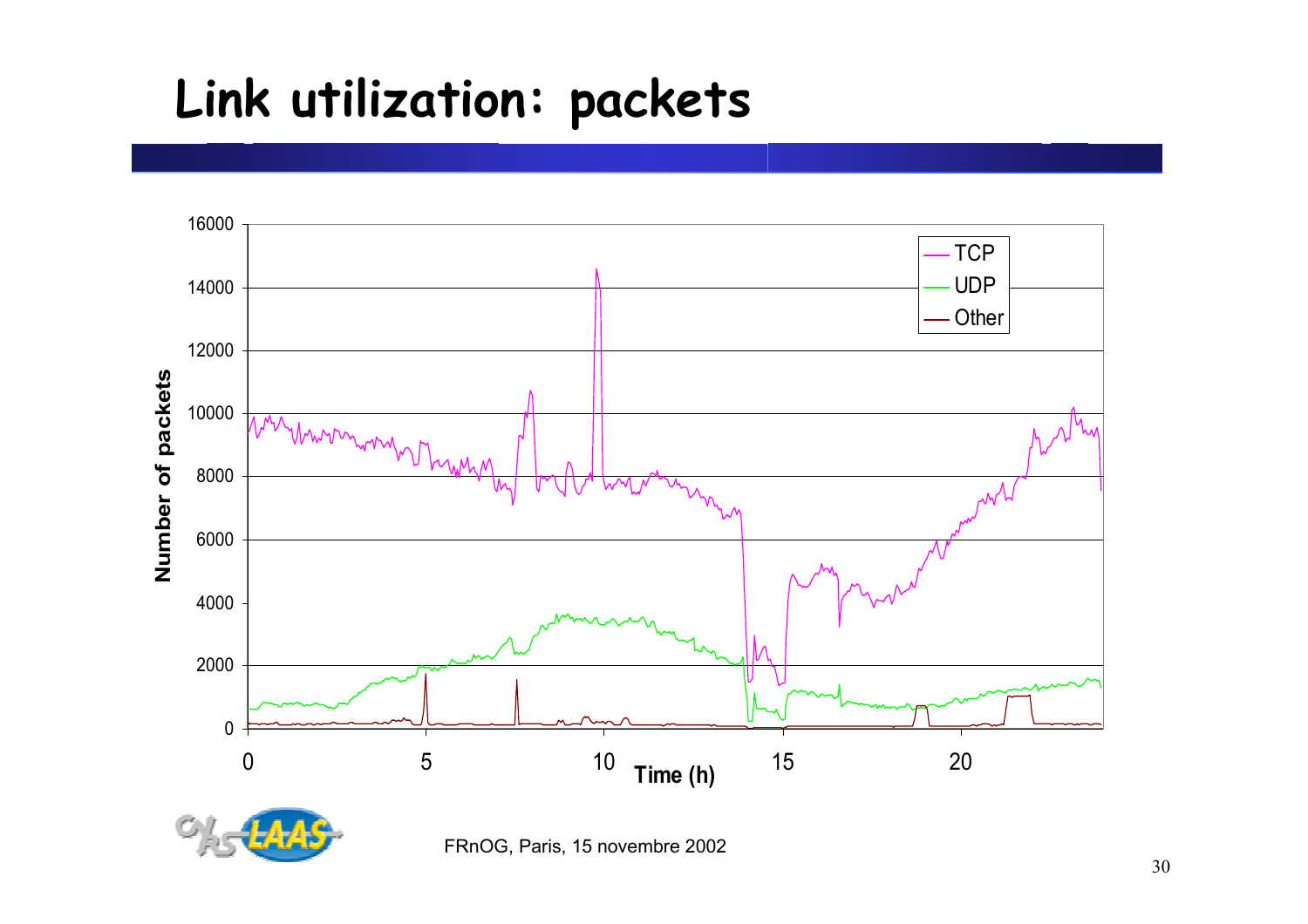# Link utilization: packets

| Time (h) | Number of packets |
|---|---|
| Legend | TCP, UDP, Other |

FRnOG, Paris, 15 novembre 2002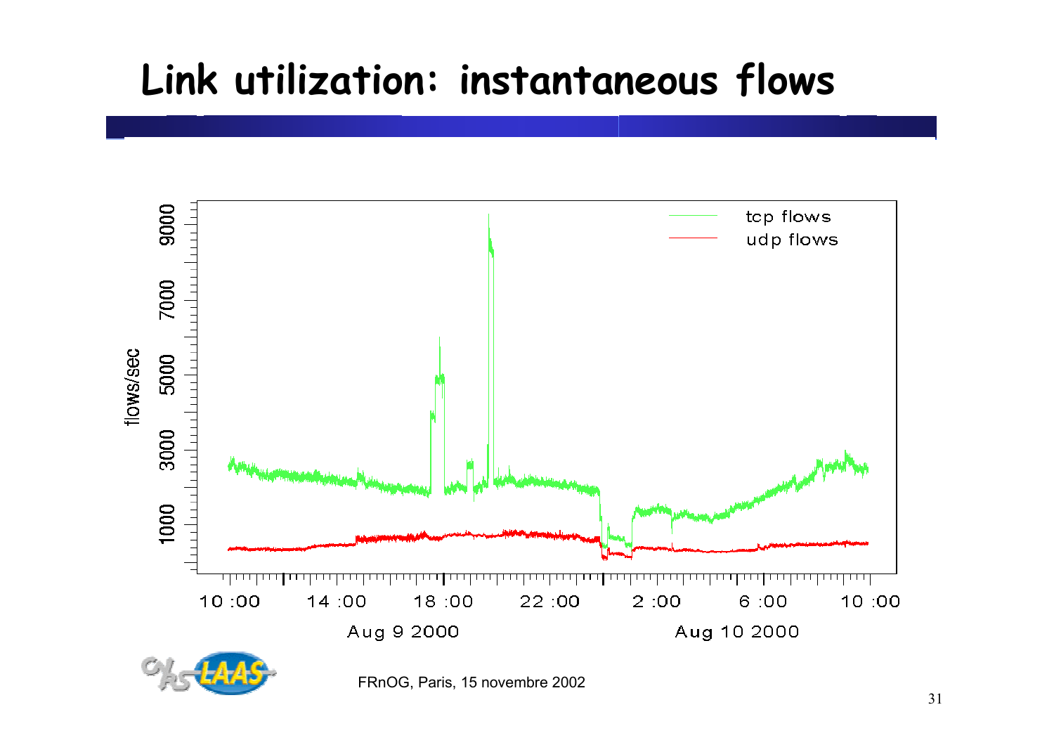# Link utilization: instantaneous flows

FRnOG, Paris, 15 novembre 2002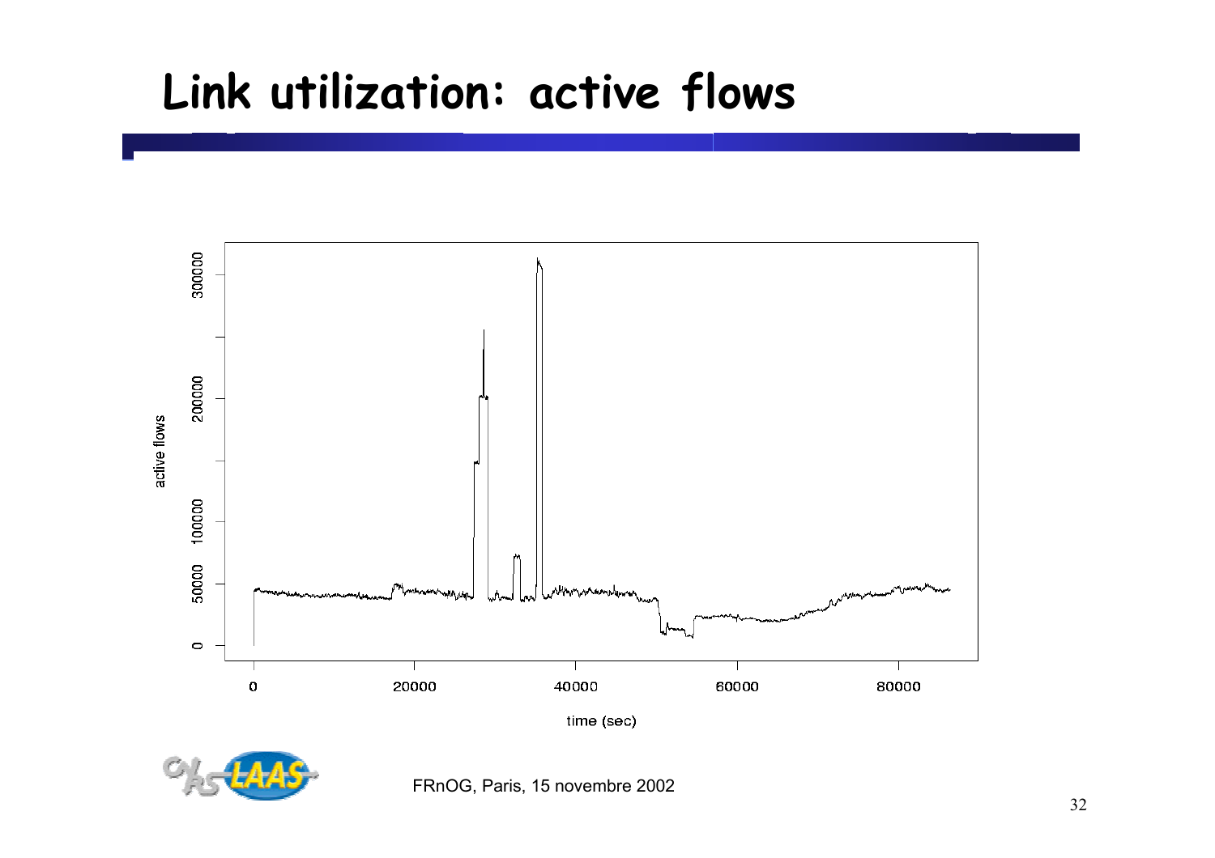# Link utilization: active flows

FRnOG, Paris, 15 novembre 2002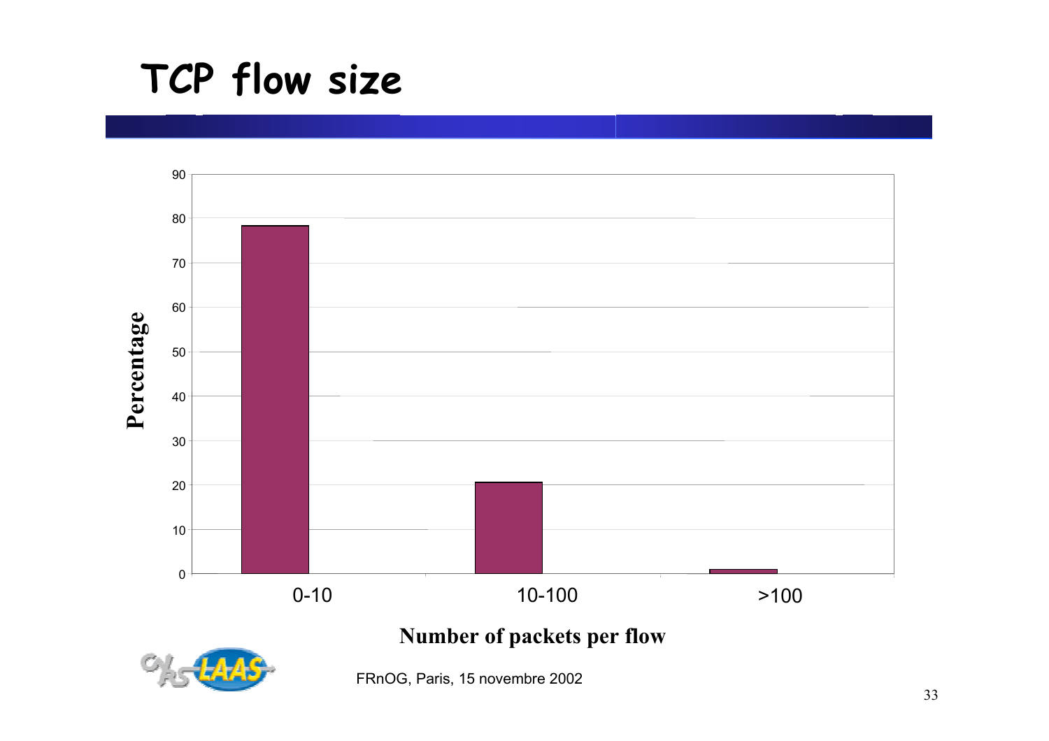# TCP flow size

Percentage

| Number of packets per flow | Percentage |
|---|---|
| 0-10 | ~78 |
| 10-100 | ~20.5 |
| >100 | ~1 |

FRnOG, Paris, 15 novembre 2002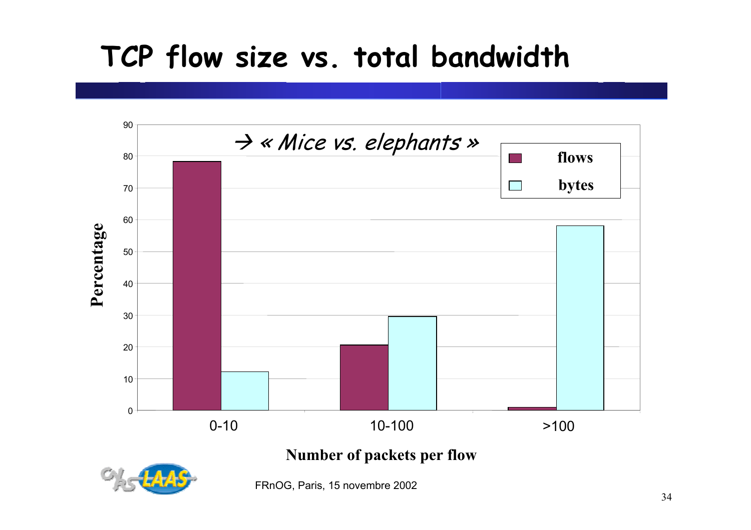# TCP flow size vs. total bandwidth

*→ « Mice vs. elephants »*

| Number of packets per flow | flows (%) | bytes (%) |
|---|---|---|
| 0-10 | ~78 | ~12 |
| 10-100 | ~20 | ~29 |
| >100 | ~1 | ~58 |

FRnOG, Paris, 15 novembre 2002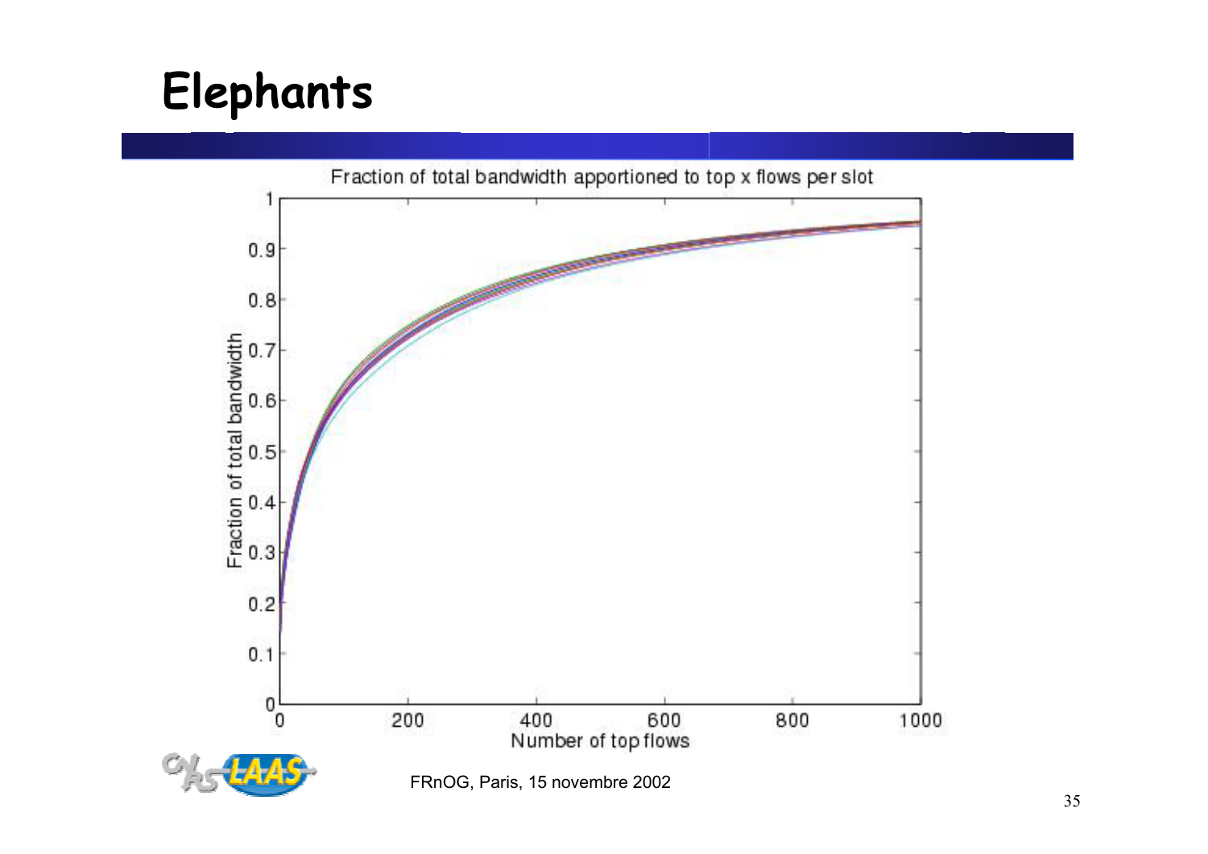# Elephants

Fraction of total bandwidth apportioned to top x flows per slot

Fraction of total bandwidth

Number of top flows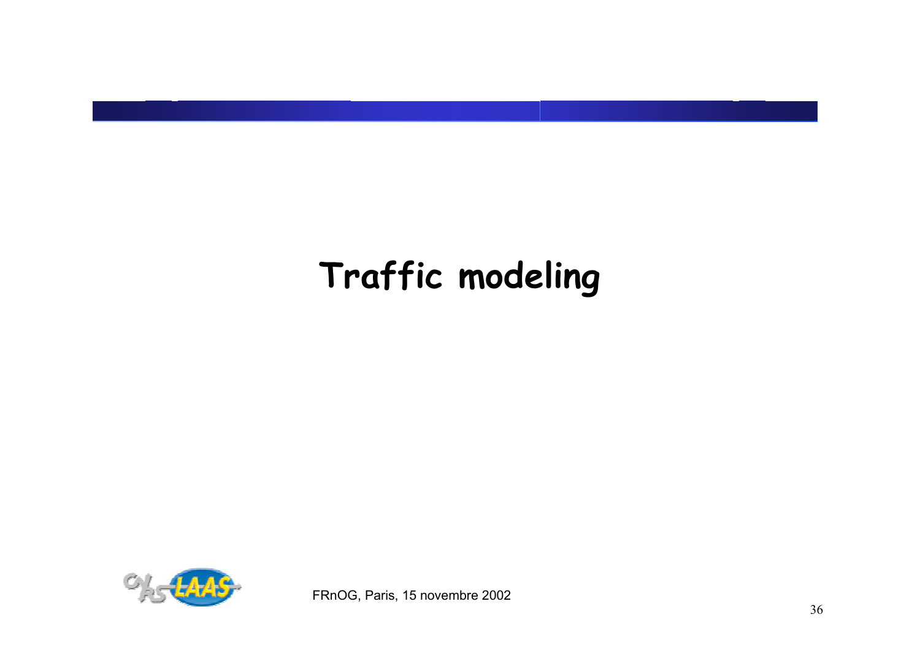# Traffic modeling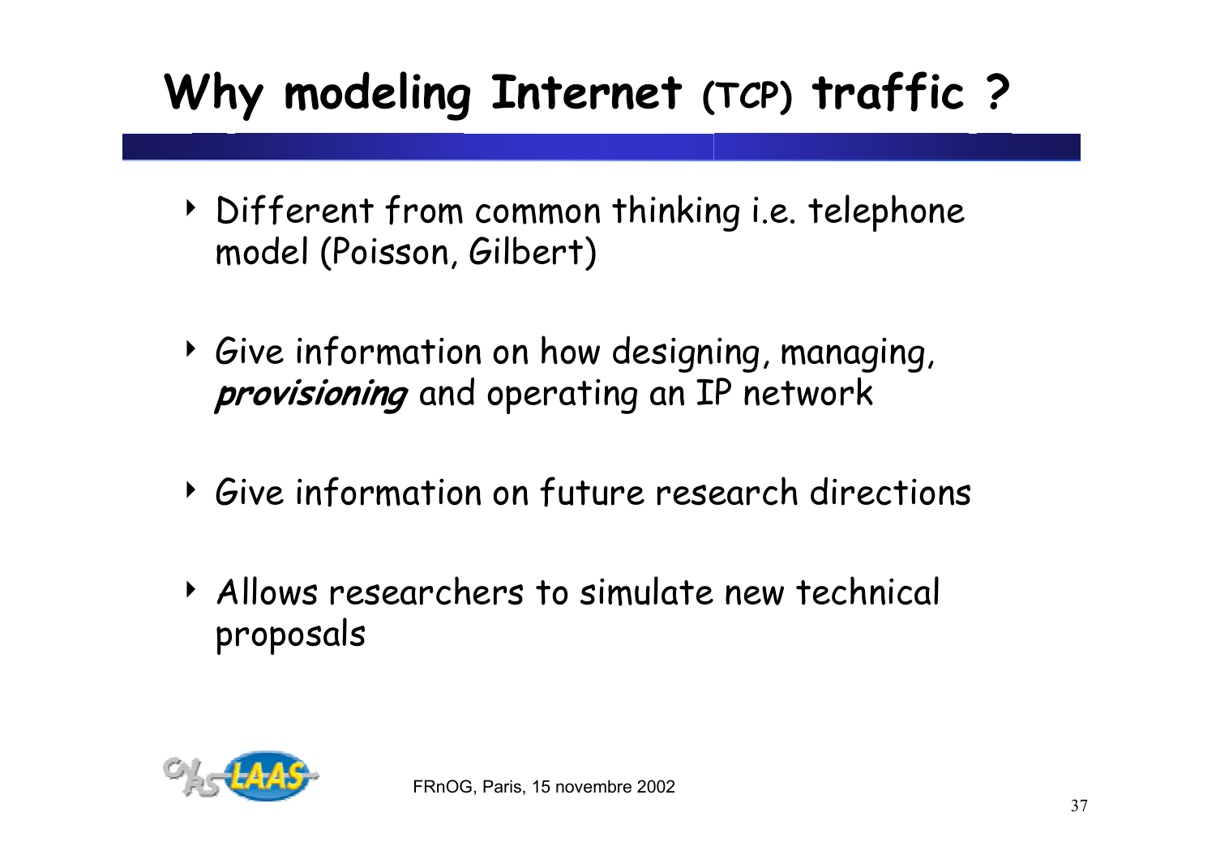# Why modeling Internet (TCP) traffic ?

- Different from common thinking i.e. telephone model (Poisson, Gilbert)
- Give information on how designing, managing, ***provisioning*** and operating an IP network
- Give information on future research directions
- Allows researchers to simulate new technical proposals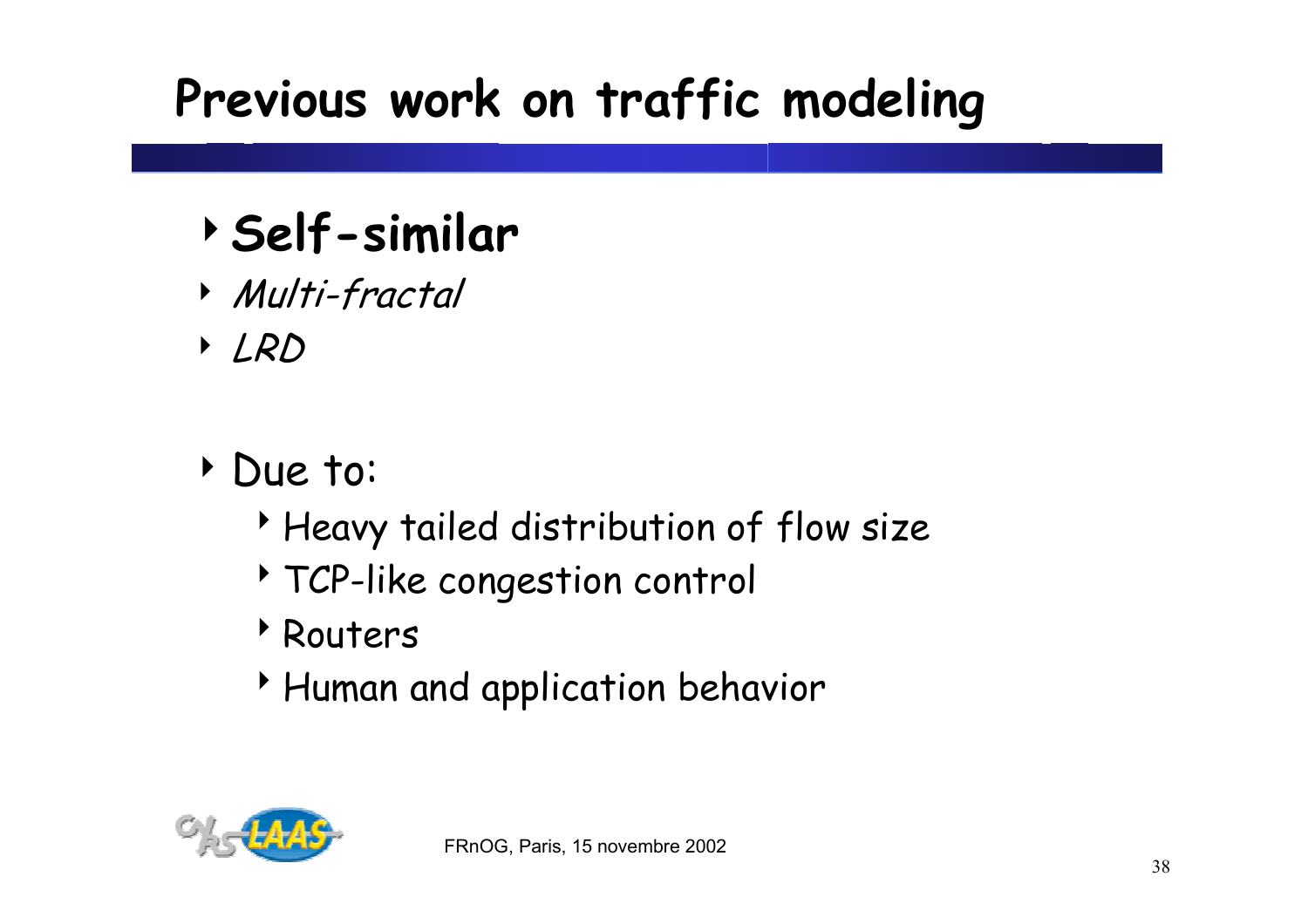# Previous work on traffic modeling

- **Self-similar**
- *Multi-fractal*
- *LRD*

- Due to:
  - Heavy tailed distribution of flow size
  - TCP-like congestion control
  - Routers
  - Human and application behavior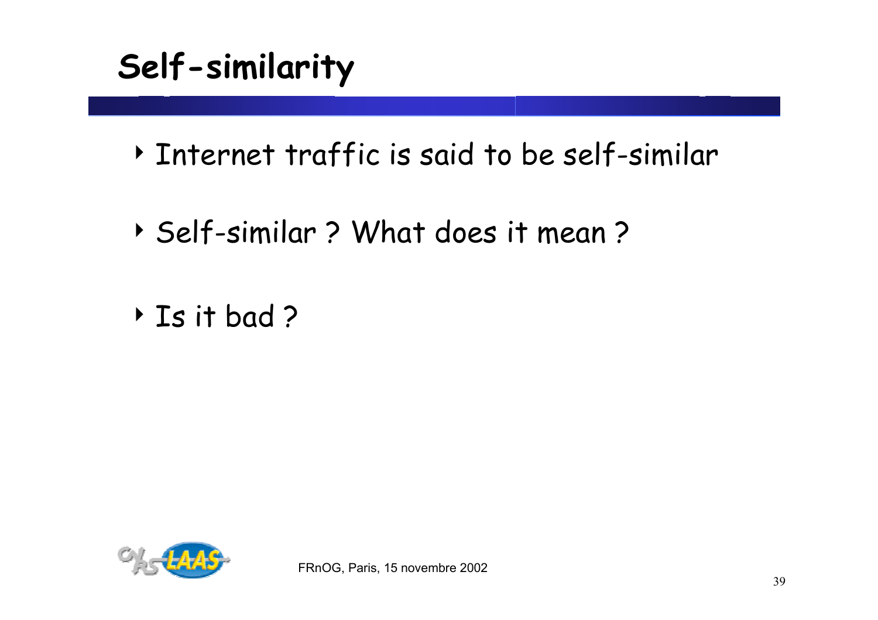# Self-similarity

- Internet traffic is said to be self-similar
- Self-similar ? What does it mean ?
- Is it bad ?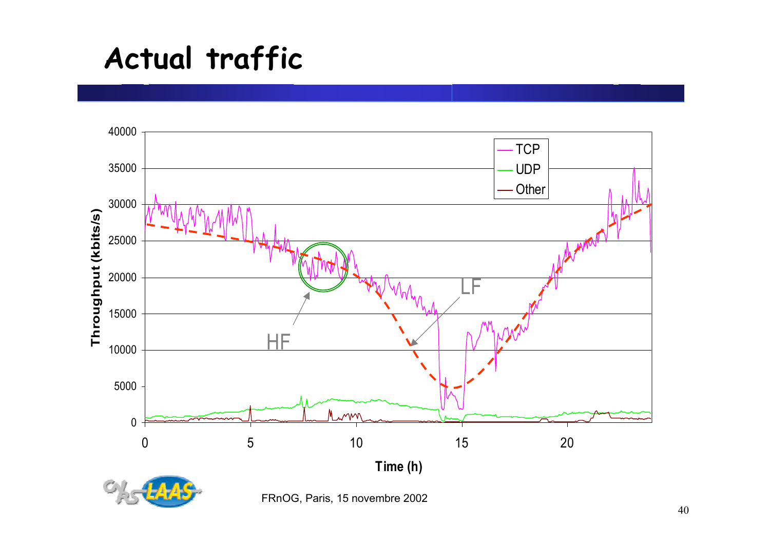# Actual traffic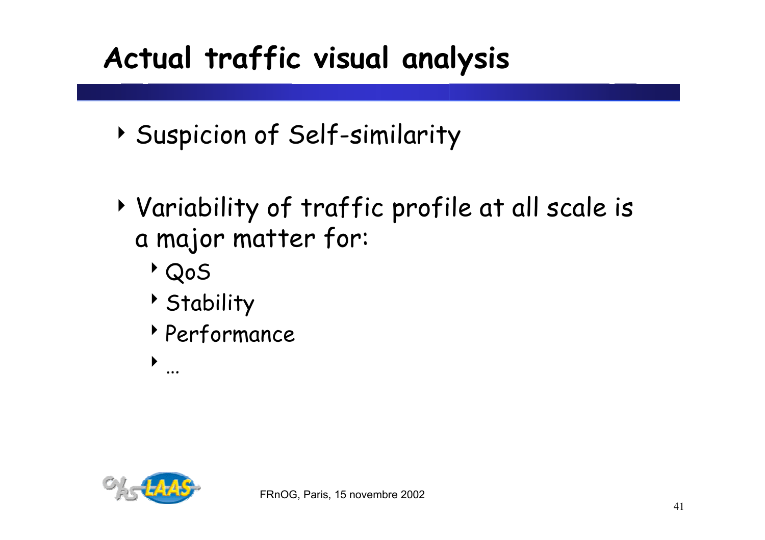# Actual traffic visual analysis

- Suspicion of Self-similarity
- Variability of traffic profile at all scale is a major matter for:
  - QoS
  - Stability
  - Performance
  - …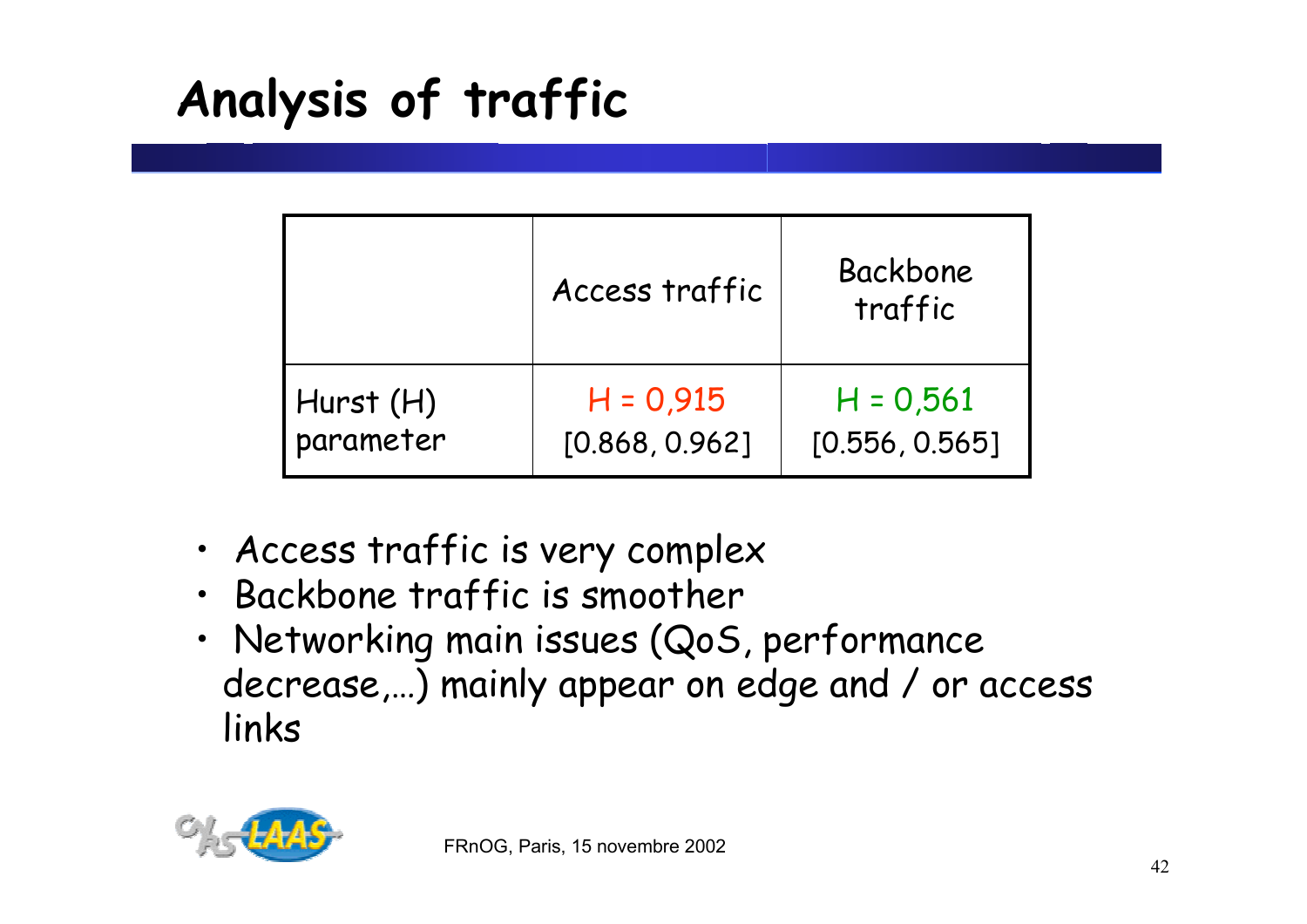# Analysis of traffic

| | Access traffic | Backbone traffic |
|---|---|---|
| Hurst (H) parameter | H = 0,915 [0.868, 0.962] | H = 0,561 [0.556, 0.565] |

- Access traffic is very complex
- Backbone traffic is smoother
- Networking main issues (QoS, performance decrease,…) mainly appear on edge and / or access links

FRnOG, Paris, 15 novembre 2002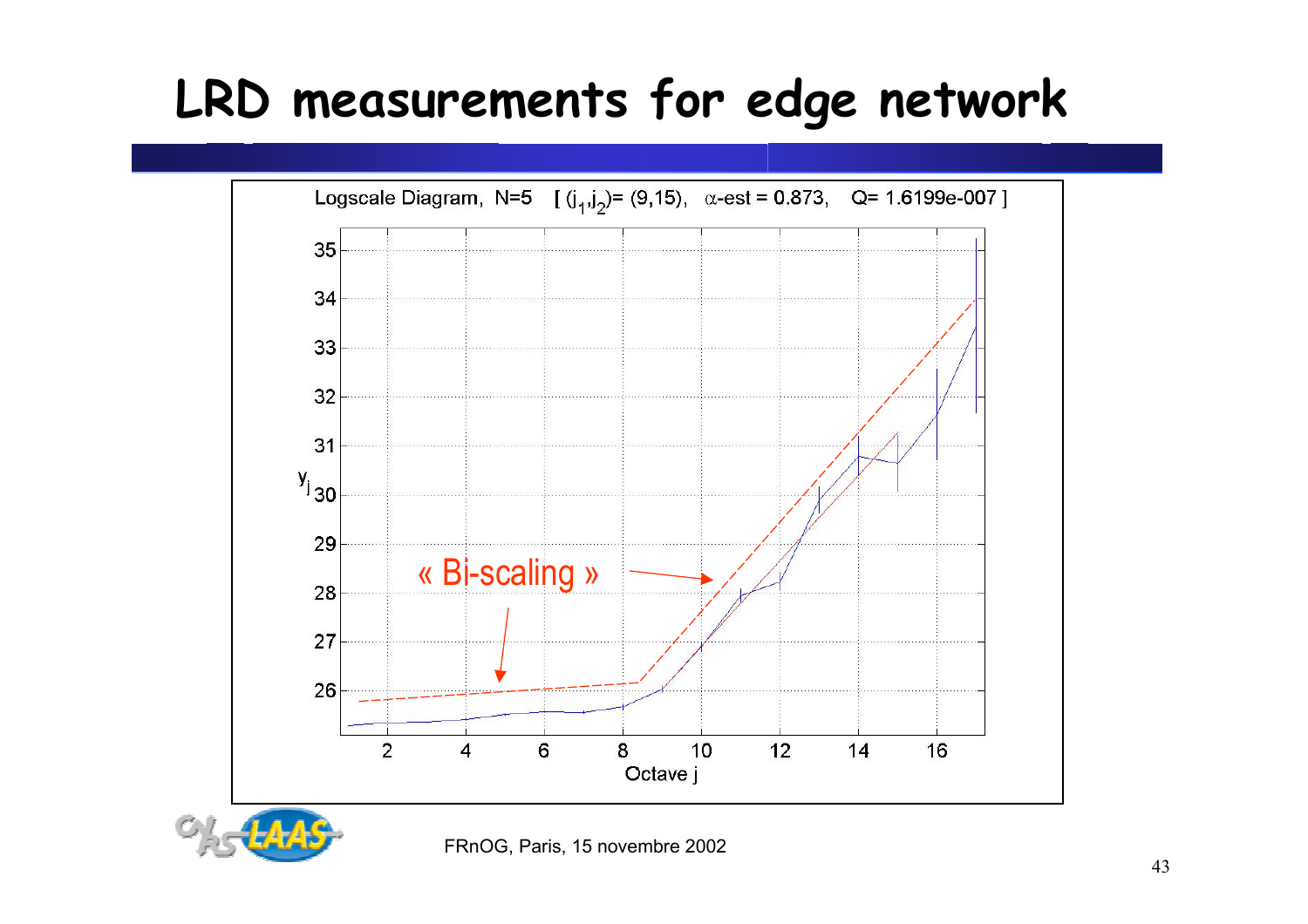# LRD measurements for edge network

Logscale Diagram, N=5 [ $(j_1,j_2)$= (9,15), $\alpha$-est = 0.873, Q= 1.6199e-007 ]

« Bi-scaling »

$y_j$

Octave j

FRnOG, Paris, 15 novembre 2002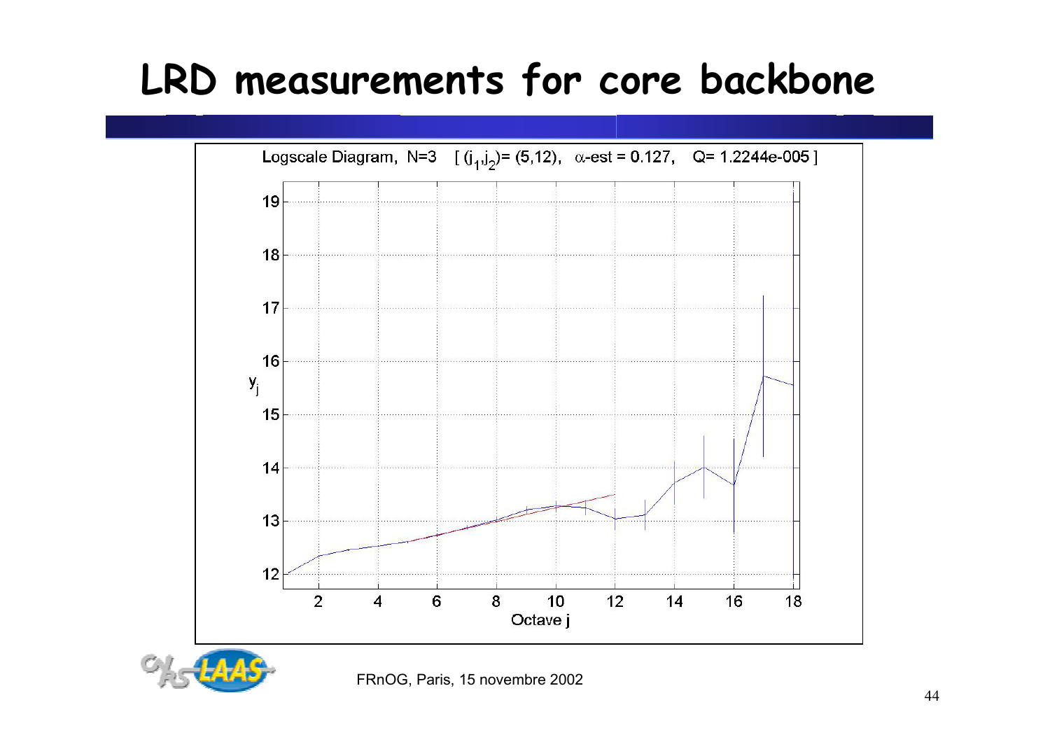# LRD measurements for core backbone

Logscale Diagram, N=3 [ $(j_1,j_2)$= (5,12), $\alpha$-est = 0.127, Q= 1.2244e-005 ]

FRnOG, Paris, 15 novembre 2002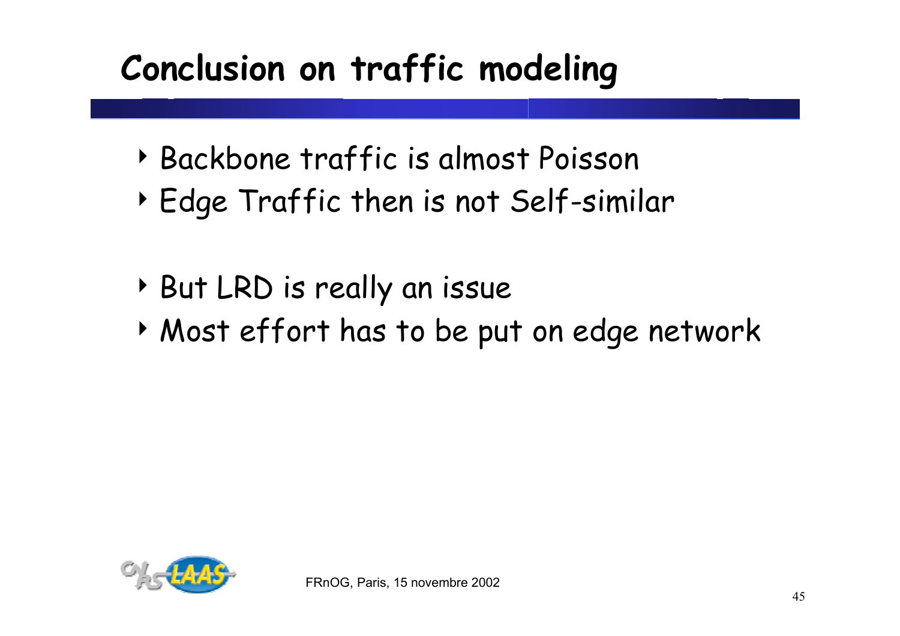# Conclusion on traffic modeling

- Backbone traffic is almost Poisson
- Edge Traffic then is not Self-similar

- But LRD is really an issue
- Most effort has to be put on edge network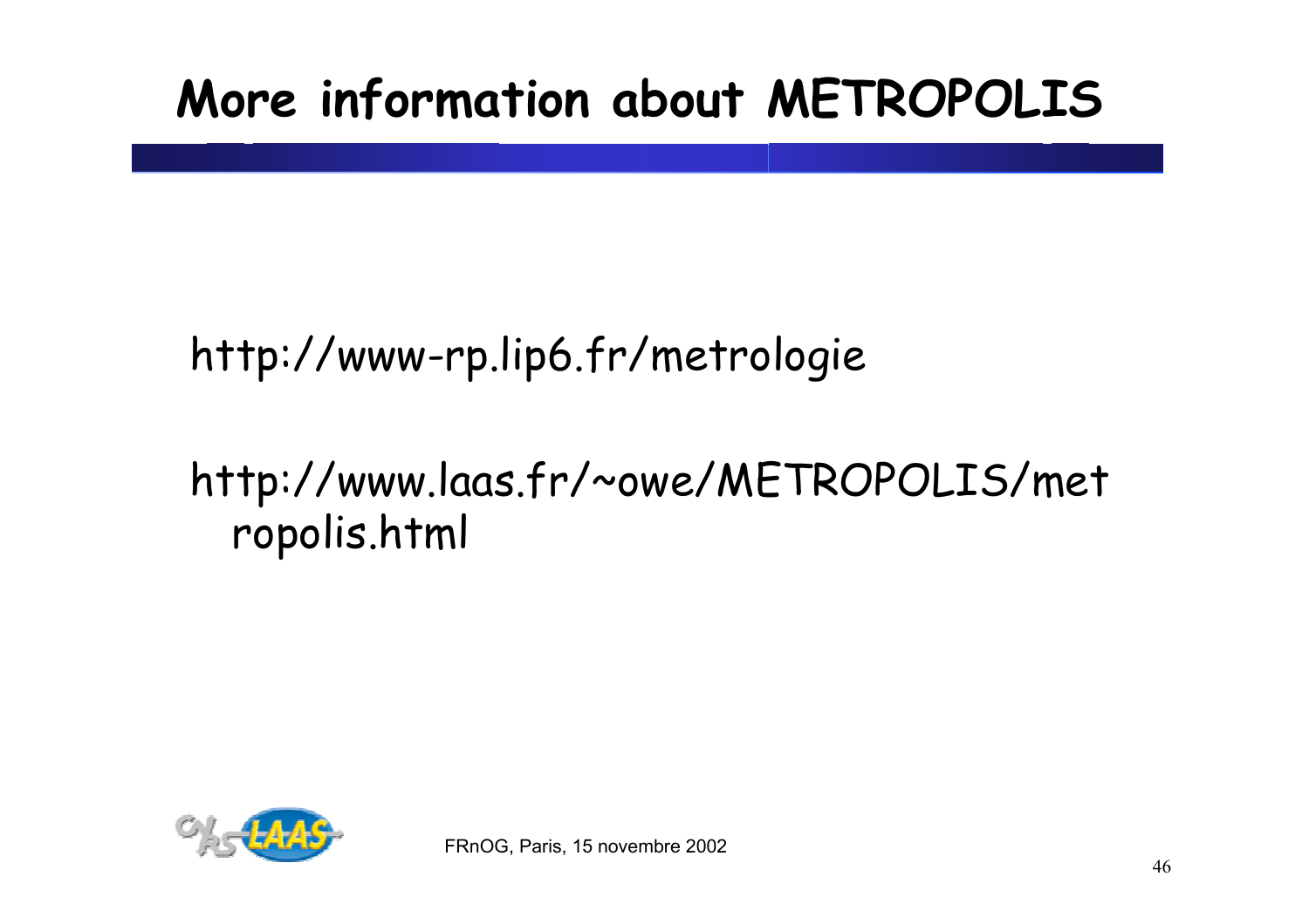# More information about METROPOLIS

http://www-rp.lip6.fr/metrologie

http://www.laas.fr/~owe/METROPOLIS/metropolis.html